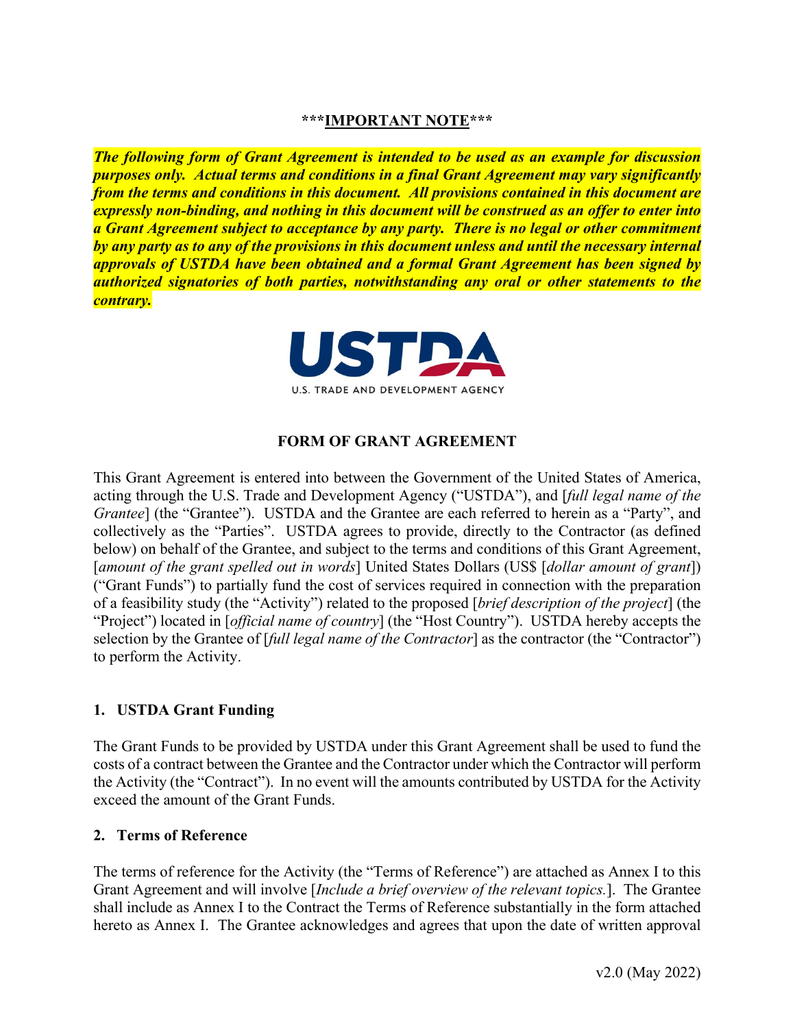***IMPORTANT NOTE***

***The following form of Grant Agreement is intended to be used as an example for discussion purposes only. Actual terms and conditions in a final Grant Agreement may vary significantly from the terms and conditions in this document. All provisions contained in this document are expressly non-binding, and nothing in this document will be construed as an offer to enter into a Grant Agreement subject to acceptance by any party. There is no legal or other commitment by any party as to any of the provisions in this document unless and until the necessary internal approvals of USTDA have been obtained and a formal Grant Agreement has been signed by authorized signatories of both parties, notwithstanding any oral or other statements to the contrary.***

USTDA
U.S. TRADE AND DEVELOPMENT AGENCY

# FORM OF GRANT AGREEMENT

This Grant Agreement is entered into between the Government of the United States of America, acting through the U.S. Trade and Development Agency ("USTDA"), and [*full legal name of the Grantee*] (the "Grantee"). USTDA and the Grantee are each referred to herein as a "Party", and collectively as the "Parties". USTDA agrees to provide, directly to the Contractor (as defined below) on behalf of the Grantee, and subject to the terms and conditions of this Grant Agreement, [*amount of the grant spelled out in words*] United States Dollars (US$ [*dollar amount of grant*]) ("Grant Funds") to partially fund the cost of services required in connection with the preparation of a feasibility study (the "Activity") related to the proposed [*brief description of the project*] (the "Project") located in [*official name of country*] (the "Host Country"). USTDA hereby accepts the selection by the Grantee of [*full legal name of the Contractor*] as the contractor (the "Contractor") to perform the Activity.

## 1. USTDA Grant Funding

The Grant Funds to be provided by USTDA under this Grant Agreement shall be used to fund the costs of a contract between the Grantee and the Contractor under which the Contractor will perform the Activity (the "Contract"). In no event will the amounts contributed by USTDA for the Activity exceed the amount of the Grant Funds.

## 2. Terms of Reference

The terms of reference for the Activity (the "Terms of Reference") are attached as Annex I to this Grant Agreement and will involve [*Include a brief overview of the relevant topics.*]. The Grantee shall include as Annex I to the Contract the Terms of Reference substantially in the form attached hereto as Annex I. The Grantee acknowledges and agrees that upon the date of written approval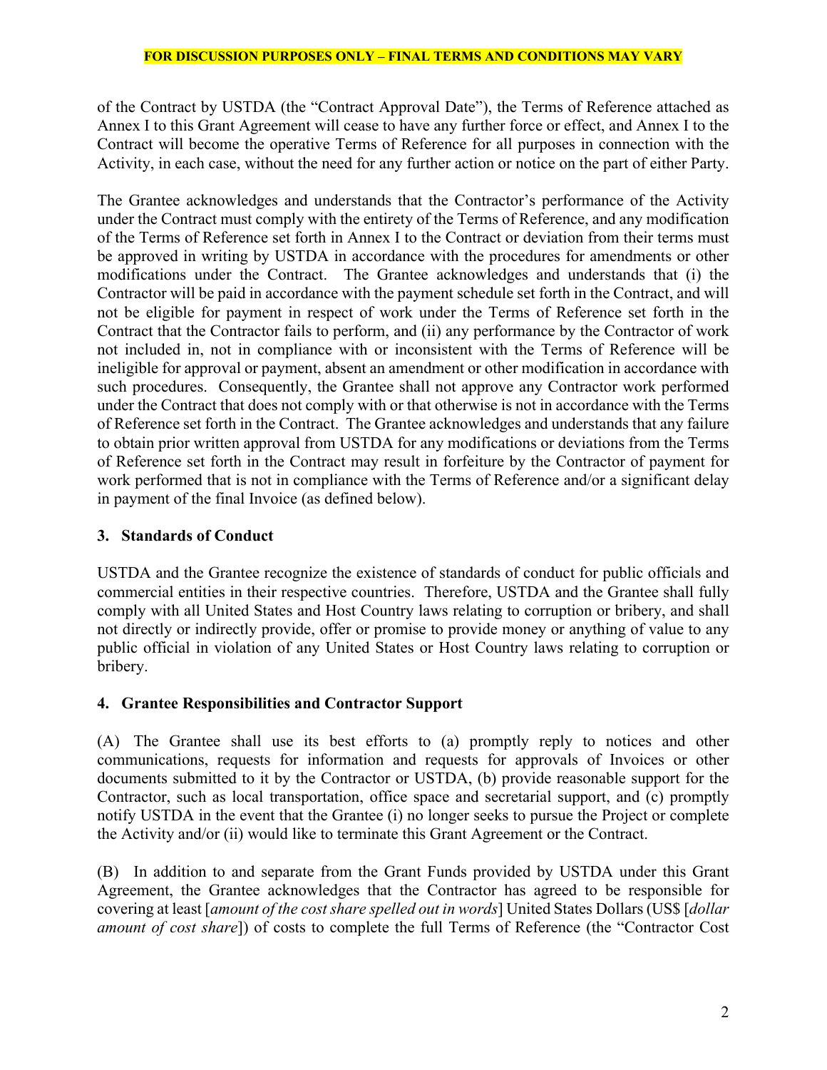**FOR DISCUSSION PURPOSES ONLY – FINAL TERMS AND CONDITIONS MAY VARY**

of the Contract by USTDA (the "Contract Approval Date"), the Terms of Reference attached as Annex I to this Grant Agreement will cease to have any further force or effect, and Annex I to the Contract will become the operative Terms of Reference for all purposes in connection with the Activity, in each case, without the need for any further action or notice on the part of either Party.

The Grantee acknowledges and understands that the Contractor's performance of the Activity under the Contract must comply with the entirety of the Terms of Reference, and any modification of the Terms of Reference set forth in Annex I to the Contract or deviation from their terms must be approved in writing by USTDA in accordance with the procedures for amendments or other modifications under the Contract. The Grantee acknowledges and understands that (i) the Contractor will be paid in accordance with the payment schedule set forth in the Contract, and will not be eligible for payment in respect of work under the Terms of Reference set forth in the Contract that the Contractor fails to perform, and (ii) any performance by the Contractor of work not included in, not in compliance with or inconsistent with the Terms of Reference will be ineligible for approval or payment, absent an amendment or other modification in accordance with such procedures. Consequently, the Grantee shall not approve any Contractor work performed under the Contract that does not comply with or that otherwise is not in accordance with the Terms of Reference set forth in the Contract. The Grantee acknowledges and understands that any failure to obtain prior written approval from USTDA for any modifications or deviations from the Terms of Reference set forth in the Contract may result in forfeiture by the Contractor of payment for work performed that is not in compliance with the Terms of Reference and/or a significant delay in payment of the final Invoice (as defined below).

## 3. Standards of Conduct

USTDA and the Grantee recognize the existence of standards of conduct for public officials and commercial entities in their respective countries. Therefore, USTDA and the Grantee shall fully comply with all United States and Host Country laws relating to corruption or bribery, and shall not directly or indirectly provide, offer or promise to provide money or anything of value to any public official in violation of any United States or Host Country laws relating to corruption or bribery.

## 4. Grantee Responsibilities and Contractor Support

(A) The Grantee shall use its best efforts to (a) promptly reply to notices and other communications, requests for information and requests for approvals of Invoices or other documents submitted to it by the Contractor or USTDA, (b) provide reasonable support for the Contractor, such as local transportation, office space and secretarial support, and (c) promptly notify USTDA in the event that the Grantee (i) no longer seeks to pursue the Project or complete the Activity and/or (ii) would like to terminate this Grant Agreement or the Contract.

(B) In addition to and separate from the Grant Funds provided by USTDA under this Grant Agreement, the Grantee acknowledges that the Contractor has agreed to be responsible for covering at least [*amount of the cost share spelled out in words*] United States Dollars (US$ [*dollar amount of cost share*]) of costs to complete the full Terms of Reference (the "Contractor Cost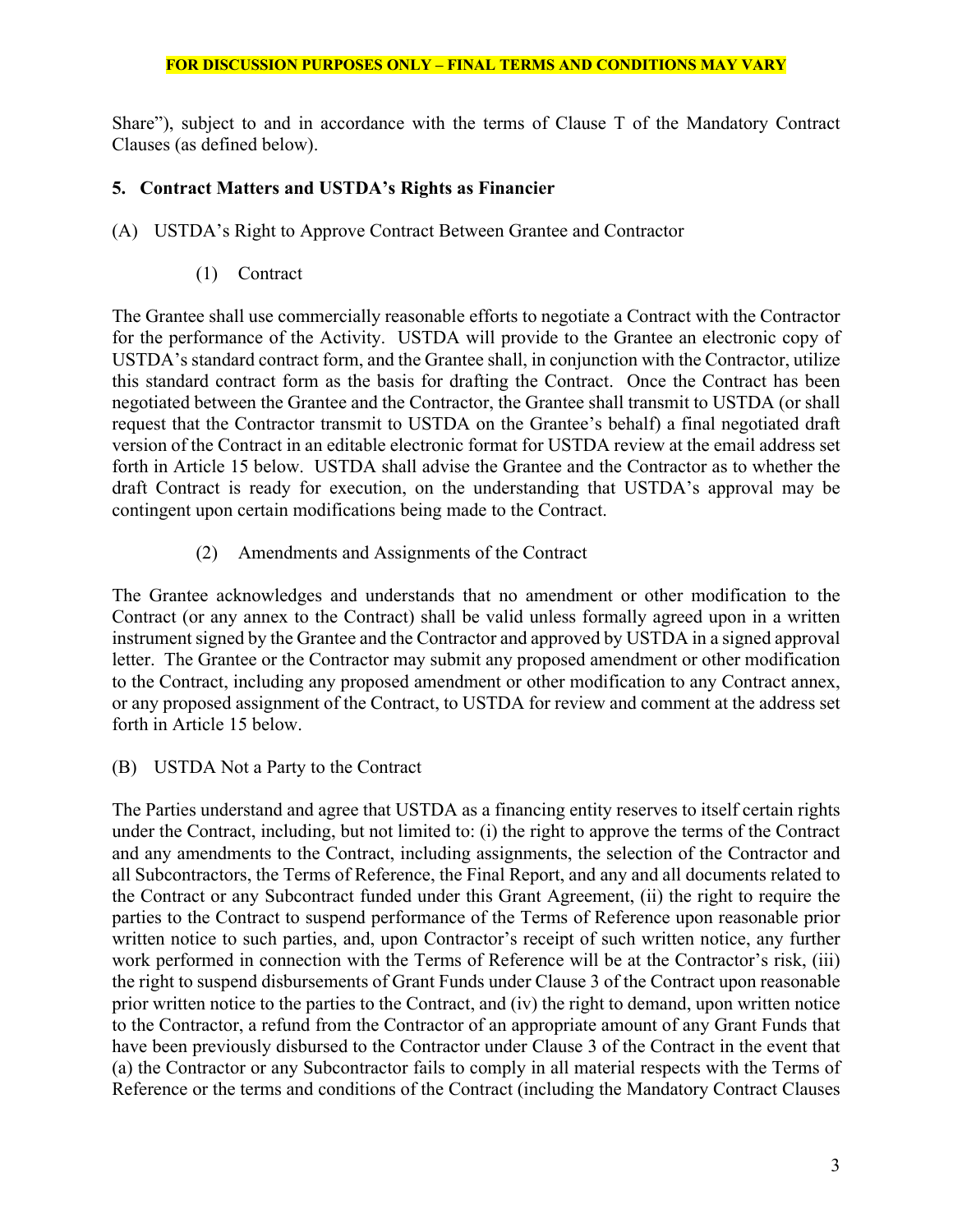Share"), subject to and in accordance with the terms of Clause T of the Mandatory Contract Clauses (as defined below).

## 5. Contract Matters and USTDA's Rights as Financier

(A) USTDA's Right to Approve Contract Between Grantee and Contractor

(1) Contract

The Grantee shall use commercially reasonable efforts to negotiate a Contract with the Contractor for the performance of the Activity. USTDA will provide to the Grantee an electronic copy of USTDA's standard contract form, and the Grantee shall, in conjunction with the Contractor, utilize this standard contract form as the basis for drafting the Contract. Once the Contract has been negotiated between the Grantee and the Contractor, the Grantee shall transmit to USTDA (or shall request that the Contractor transmit to USTDA on the Grantee's behalf) a final negotiated draft version of the Contract in an editable electronic format for USTDA review at the email address set forth in Article 15 below. USTDA shall advise the Grantee and the Contractor as to whether the draft Contract is ready for execution, on the understanding that USTDA's approval may be contingent upon certain modifications being made to the Contract.

(2) Amendments and Assignments of the Contract

The Grantee acknowledges and understands that no amendment or other modification to the Contract (or any annex to the Contract) shall be valid unless formally agreed upon in a written instrument signed by the Grantee and the Contractor and approved by USTDA in a signed approval letter. The Grantee or the Contractor may submit any proposed amendment or other modification to the Contract, including any proposed amendment or other modification to any Contract annex, or any proposed assignment of the Contract, to USTDA for review and comment at the address set forth in Article 15 below.

(B) USTDA Not a Party to the Contract

The Parties understand and agree that USTDA as a financing entity reserves to itself certain rights under the Contract, including, but not limited to: (i) the right to approve the terms of the Contract and any amendments to the Contract, including assignments, the selection of the Contractor and all Subcontractors, the Terms of Reference, the Final Report, and any and all documents related to the Contract or any Subcontract funded under this Grant Agreement, (ii) the right to require the parties to the Contract to suspend performance of the Terms of Reference upon reasonable prior written notice to such parties, and, upon Contractor's receipt of such written notice, any further work performed in connection with the Terms of Reference will be at the Contractor's risk, (iii) the right to suspend disbursements of Grant Funds under Clause 3 of the Contract upon reasonable prior written notice to the parties to the Contract, and (iv) the right to demand, upon written notice to the Contractor, a refund from the Contractor of an appropriate amount of any Grant Funds that have been previously disbursed to the Contractor under Clause 3 of the Contract in the event that (a) the Contractor or any Subcontractor fails to comply in all material respects with the Terms of Reference or the terms and conditions of the Contract (including the Mandatory Contract Clauses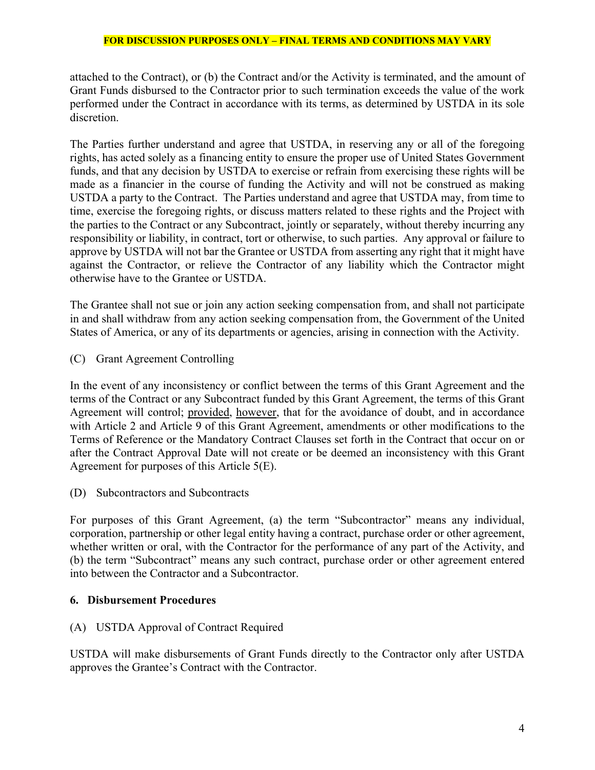attached to the Contract), or (b) the Contract and/or the Activity is terminated, and the amount of Grant Funds disbursed to the Contractor prior to such termination exceeds the value of the work performed under the Contract in accordance with its terms, as determined by USTDA in its sole discretion.

The Parties further understand and agree that USTDA, in reserving any or all of the foregoing rights, has acted solely as a financing entity to ensure the proper use of United States Government funds, and that any decision by USTDA to exercise or refrain from exercising these rights will be made as a financier in the course of funding the Activity and will not be construed as making USTDA a party to the Contract. The Parties understand and agree that USTDA may, from time to time, exercise the foregoing rights, or discuss matters related to these rights and the Project with the parties to the Contract or any Subcontract, jointly or separately, without thereby incurring any responsibility or liability, in contract, tort or otherwise, to such parties. Any approval or failure to approve by USTDA will not bar the Grantee or USTDA from asserting any right that it might have against the Contractor, or relieve the Contractor of any liability which the Contractor might otherwise have to the Grantee or USTDA.

The Grantee shall not sue or join any action seeking compensation from, and shall not participate in and shall withdraw from any action seeking compensation from, the Government of the United States of America, or any of its departments or agencies, arising in connection with the Activity.

(C) Grant Agreement Controlling

In the event of any inconsistency or conflict between the terms of this Grant Agreement and the terms of the Contract or any Subcontract funded by this Grant Agreement, the terms of this Grant Agreement will control; provided, however, that for the avoidance of doubt, and in accordance with Article 2 and Article 9 of this Grant Agreement, amendments or other modifications to the Terms of Reference or the Mandatory Contract Clauses set forth in the Contract that occur on or after the Contract Approval Date will not create or be deemed an inconsistency with this Grant Agreement for purposes of this Article 5(E).

(D) Subcontractors and Subcontracts

For purposes of this Grant Agreement, (a) the term "Subcontractor" means any individual, corporation, partnership or other legal entity having a contract, purchase order or other agreement, whether written or oral, with the Contractor for the performance of any part of the Activity, and (b) the term "Subcontract" means any such contract, purchase order or other agreement entered into between the Contractor and a Subcontractor.

## 6. Disbursement Procedures

(A) USTDA Approval of Contract Required

USTDA will make disbursements of Grant Funds directly to the Contractor only after USTDA approves the Grantee's Contract with the Contractor.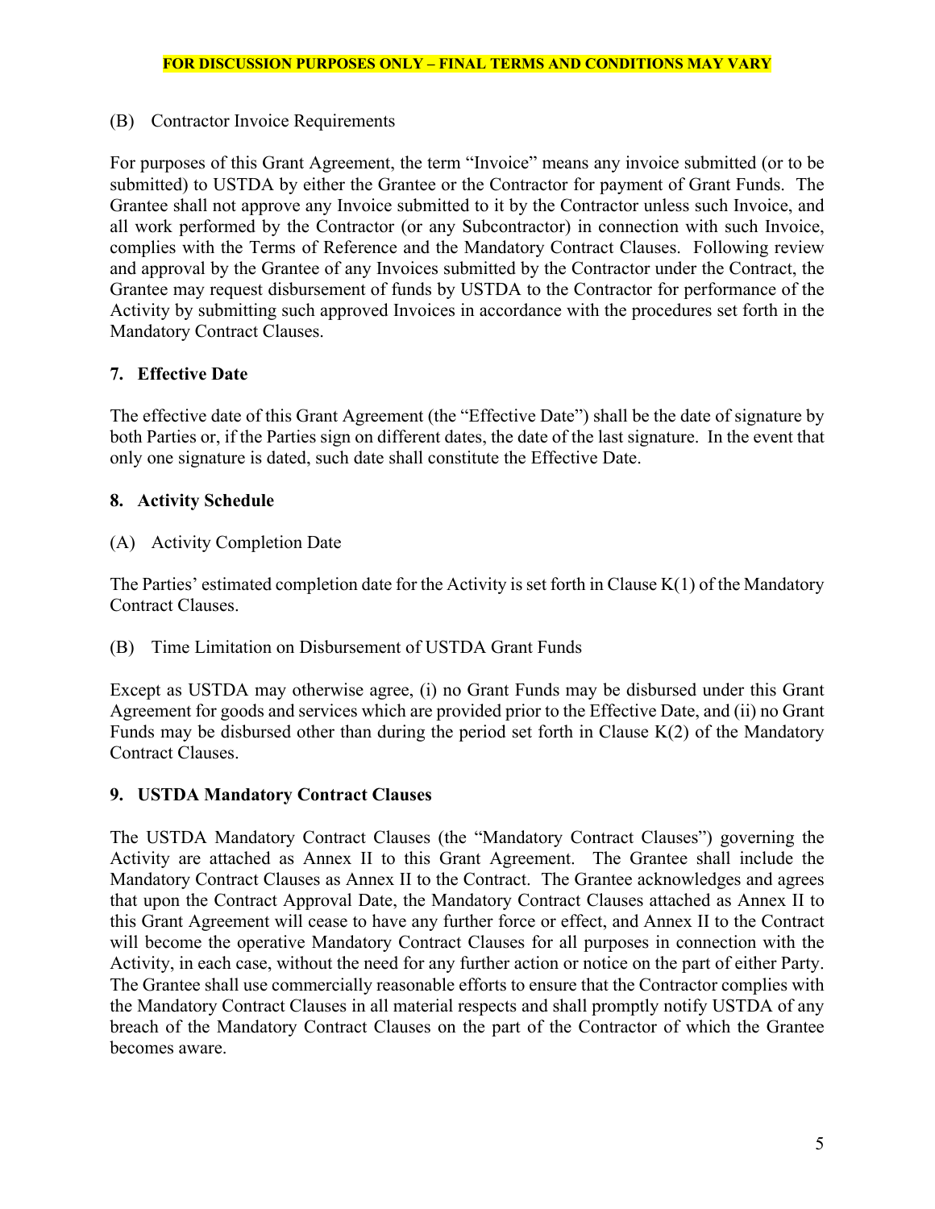**FOR DISCUSSION PURPOSES ONLY – FINAL TERMS AND CONDITIONS MAY VARY**

(B) Contractor Invoice Requirements

For purposes of this Grant Agreement, the term "Invoice" means any invoice submitted (or to be submitted) to USTDA by either the Grantee or the Contractor for payment of Grant Funds. The Grantee shall not approve any Invoice submitted to it by the Contractor unless such Invoice, and all work performed by the Contractor (or any Subcontractor) in connection with such Invoice, complies with the Terms of Reference and the Mandatory Contract Clauses. Following review and approval by the Grantee of any Invoices submitted by the Contractor under the Contract, the Grantee may request disbursement of funds by USTDA to the Contractor for performance of the Activity by submitting such approved Invoices in accordance with the procedures set forth in the Mandatory Contract Clauses.

## 7. Effective Date

The effective date of this Grant Agreement (the "Effective Date") shall be the date of signature by both Parties or, if the Parties sign on different dates, the date of the last signature. In the event that only one signature is dated, such date shall constitute the Effective Date.

## 8. Activity Schedule

(A) Activity Completion Date

The Parties' estimated completion date for the Activity is set forth in Clause K(1) of the Mandatory Contract Clauses.

(B) Time Limitation on Disbursement of USTDA Grant Funds

Except as USTDA may otherwise agree, (i) no Grant Funds may be disbursed under this Grant Agreement for goods and services which are provided prior to the Effective Date, and (ii) no Grant Funds may be disbursed other than during the period set forth in Clause K(2) of the Mandatory Contract Clauses.

## 9. USTDA Mandatory Contract Clauses

The USTDA Mandatory Contract Clauses (the "Mandatory Contract Clauses") governing the Activity are attached as Annex II to this Grant Agreement. The Grantee shall include the Mandatory Contract Clauses as Annex II to the Contract. The Grantee acknowledges and agrees that upon the Contract Approval Date, the Mandatory Contract Clauses attached as Annex II to this Grant Agreement will cease to have any further force or effect, and Annex II to the Contract will become the operative Mandatory Contract Clauses for all purposes in connection with the Activity, in each case, without the need for any further action or notice on the part of either Party. The Grantee shall use commercially reasonable efforts to ensure that the Contractor complies with the Mandatory Contract Clauses in all material respects and shall promptly notify USTDA of any breach of the Mandatory Contract Clauses on the part of the Contractor of which the Grantee becomes aware.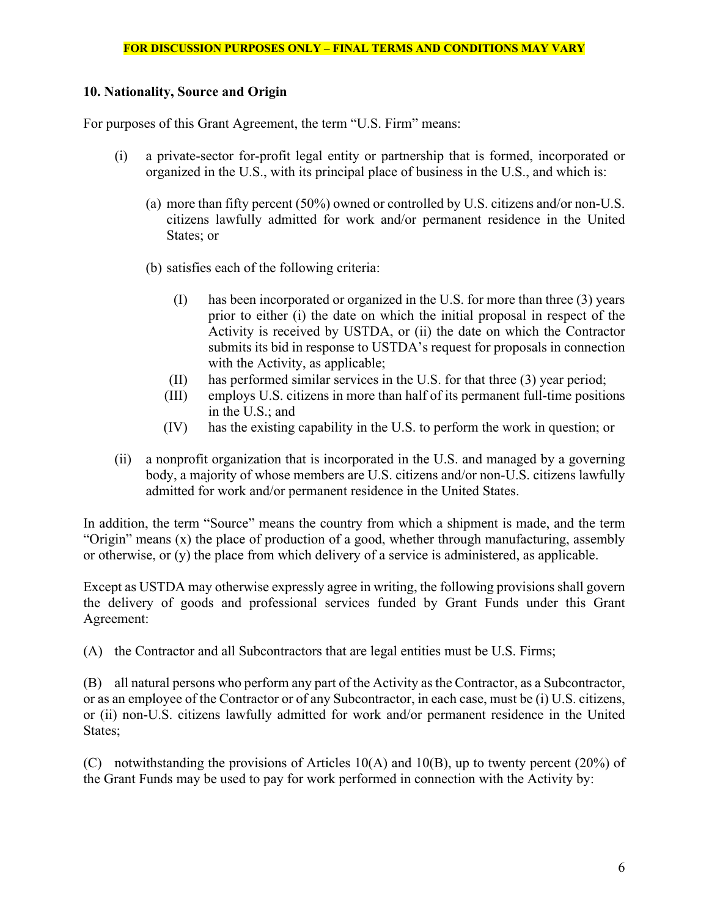**FOR DISCUSSION PURPOSES ONLY – FINAL TERMS AND CONDITIONS MAY VARY**

### 10. Nationality, Source and Origin

For purposes of this Grant Agreement, the term "U.S. Firm" means:

(i) a private-sector for-profit legal entity or partnership that is formed, incorporated or organized in the U.S., with its principal place of business in the U.S., and which is:

(a) more than fifty percent (50%) owned or controlled by U.S. citizens and/or non-U.S. citizens lawfully admitted for work and/or permanent residence in the United States; or

(b) satisfies each of the following criteria:

(I) has been incorporated or organized in the U.S. for more than three (3) years prior to either (i) the date on which the initial proposal in respect of the Activity is received by USTDA, or (ii) the date on which the Contractor submits its bid in response to USTDA's request for proposals in connection with the Activity, as applicable;

(II) has performed similar services in the U.S. for that three (3) year period;

(III) employs U.S. citizens in more than half of its permanent full-time positions in the U.S.; and

(IV) has the existing capability in the U.S. to perform the work in question; or

(ii) a nonprofit organization that is incorporated in the U.S. and managed by a governing body, a majority of whose members are U.S. citizens and/or non-U.S. citizens lawfully admitted for work and/or permanent residence in the United States.

In addition, the term "Source" means the country from which a shipment is made, and the term "Origin" means (x) the place of production of a good, whether through manufacturing, assembly or otherwise, or (y) the place from which delivery of a service is administered, as applicable.

Except as USTDA may otherwise expressly agree in writing, the following provisions shall govern the delivery of goods and professional services funded by Grant Funds under this Grant Agreement:

(A) the Contractor and all Subcontractors that are legal entities must be U.S. Firms;

(B) all natural persons who perform any part of the Activity as the Contractor, as a Subcontractor, or as an employee of the Contractor or of any Subcontractor, in each case, must be (i) U.S. citizens, or (ii) non-U.S. citizens lawfully admitted for work and/or permanent residence in the United States;

(C) notwithstanding the provisions of Articles 10(A) and 10(B), up to twenty percent (20%) of the Grant Funds may be used to pay for work performed in connection with the Activity by: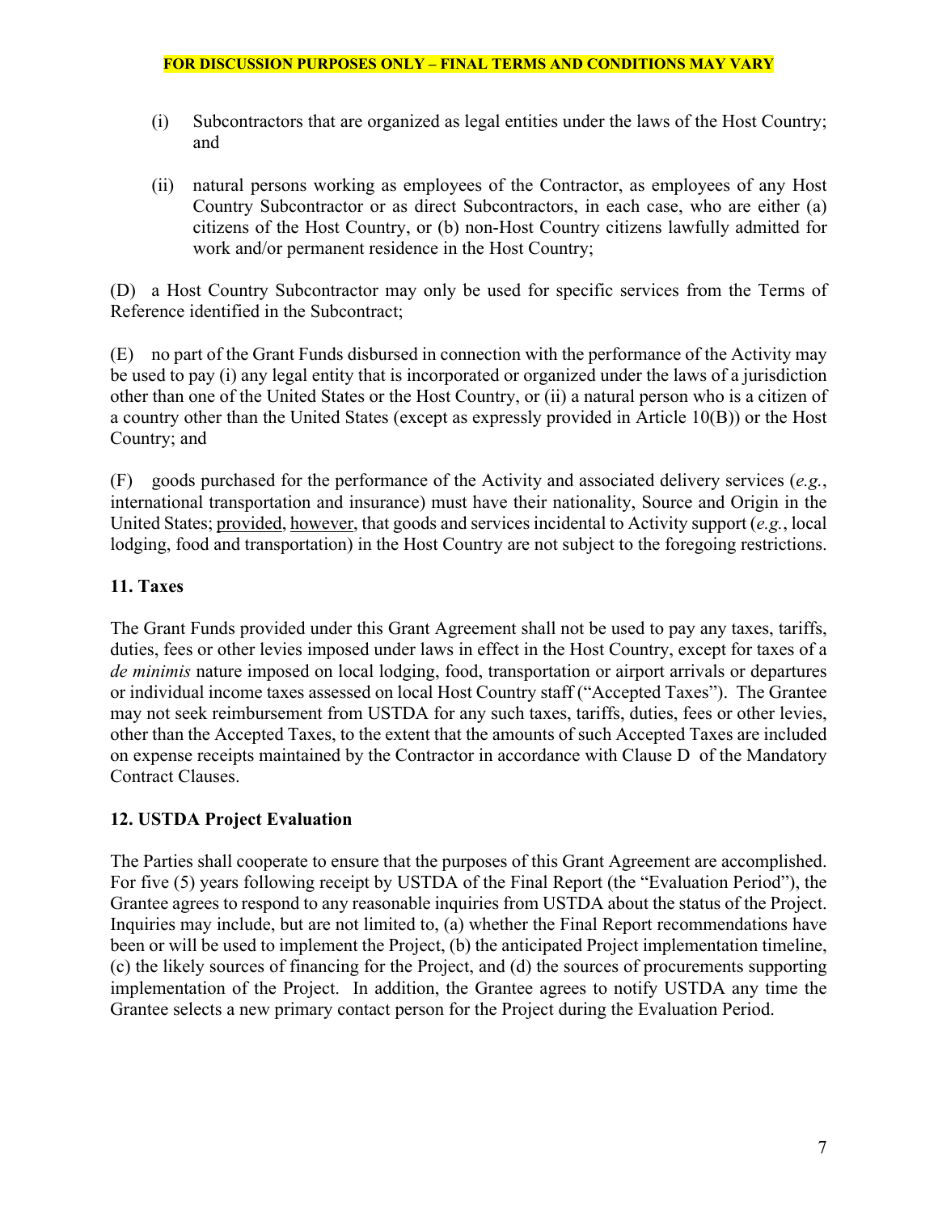**FOR DISCUSSION PURPOSES ONLY – FINAL TERMS AND CONDITIONS MAY VARY**

(i) Subcontractors that are organized as legal entities under the laws of the Host Country; and

(ii) natural persons working as employees of the Contractor, as employees of any Host Country Subcontractor or as direct Subcontractors, in each case, who are either (a) citizens of the Host Country, or (b) non-Host Country citizens lawfully admitted for work and/or permanent residence in the Host Country;

(D) a Host Country Subcontractor may only be used for specific services from the Terms of Reference identified in the Subcontract;

(E) no part of the Grant Funds disbursed in connection with the performance of the Activity may be used to pay (i) any legal entity that is incorporated or organized under the laws of a jurisdiction other than one of the United States or the Host Country, or (ii) a natural person who is a citizen of a country other than the United States (except as expressly provided in Article 10(B)) or the Host Country; and

(F) goods purchased for the performance of the Activity and associated delivery services (*e.g.*, international transportation and insurance) must have their nationality, Source and Origin in the United States; provided, however, that goods and services incidental to Activity support (*e.g.*, local lodging, food and transportation) in the Host Country are not subject to the foregoing restrictions.

## 11. Taxes

The Grant Funds provided under this Grant Agreement shall not be used to pay any taxes, tariffs, duties, fees or other levies imposed under laws in effect in the Host Country, except for taxes of a *de minimis* nature imposed on local lodging, food, transportation or airport arrivals or departures or individual income taxes assessed on local Host Country staff ("Accepted Taxes"). The Grantee may not seek reimbursement from USTDA for any such taxes, tariffs, duties, fees or other levies, other than the Accepted Taxes, to the extent that the amounts of such Accepted Taxes are included on expense receipts maintained by the Contractor in accordance with Clause D of the Mandatory Contract Clauses.

## 12. USTDA Project Evaluation

The Parties shall cooperate to ensure that the purposes of this Grant Agreement are accomplished. For five (5) years following receipt by USTDA of the Final Report (the "Evaluation Period"), the Grantee agrees to respond to any reasonable inquiries from USTDA about the status of the Project. Inquiries may include, but are not limited to, (a) whether the Final Report recommendations have been or will be used to implement the Project, (b) the anticipated Project implementation timeline, (c) the likely sources of financing for the Project, and (d) the sources of procurements supporting implementation of the Project. In addition, the Grantee agrees to notify USTDA any time the Grantee selects a new primary contact person for the Project during the Evaluation Period.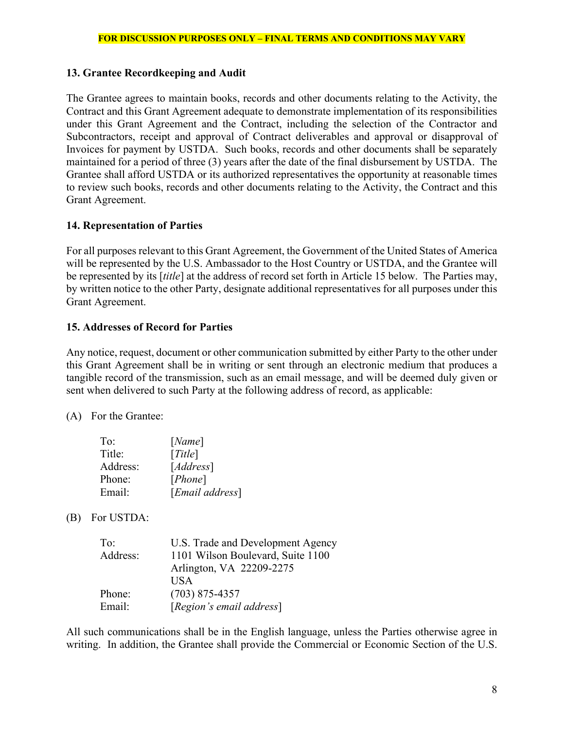FOR DISCUSSION PURPOSES ONLY – FINAL TERMS AND CONDITIONS MAY VARY

### 13. Grantee Recordkeeping and Audit

The Grantee agrees to maintain books, records and other documents relating to the Activity, the Contract and this Grant Agreement adequate to demonstrate implementation of its responsibilities under this Grant Agreement and the Contract, including the selection of the Contractor and Subcontractors, receipt and approval of Contract deliverables and approval or disapproval of Invoices for payment by USTDA. Such books, records and other documents shall be separately maintained for a period of three (3) years after the date of the final disbursement by USTDA. The Grantee shall afford USTDA or its authorized representatives the opportunity at reasonable times to review such books, records and other documents relating to the Activity, the Contract and this Grant Agreement.

### 14. Representation of Parties

For all purposes relevant to this Grant Agreement, the Government of the United States of America will be represented by the U.S. Ambassador to the Host Country or USTDA, and the Grantee will be represented by its [*title*] at the address of record set forth in Article 15 below. The Parties may, by written notice to the other Party, designate additional representatives for all purposes under this Grant Agreement.

### 15. Addresses of Record for Parties

Any notice, request, document or other communication submitted by either Party to the other under this Grant Agreement shall be in writing or sent through an electronic medium that produces a tangible record of the transmission, such as an email message, and will be deemed duly given or sent when delivered to such Party at the following address of record, as applicable:

(A) For the Grantee:

| | |
|---|---|
| To: | [*Name*] |
| Title: | [*Title*] |
| Address: | [*Address*] |
| Phone: | [*Phone*] |
| Email: | [*Email address*] |

(B) For USTDA:

| | |
|---|---|
| To: | U.S. Trade and Development Agency |
| Address: | 1101 Wilson Boulevard, Suite 1100<br>Arlington, VA 22209-2275<br>USA |
| Phone: | (703) 875-4357 |
| Email: | [*Region's email address*] |

All such communications shall be in the English language, unless the Parties otherwise agree in writing. In addition, the Grantee shall provide the Commercial or Economic Section of the U.S.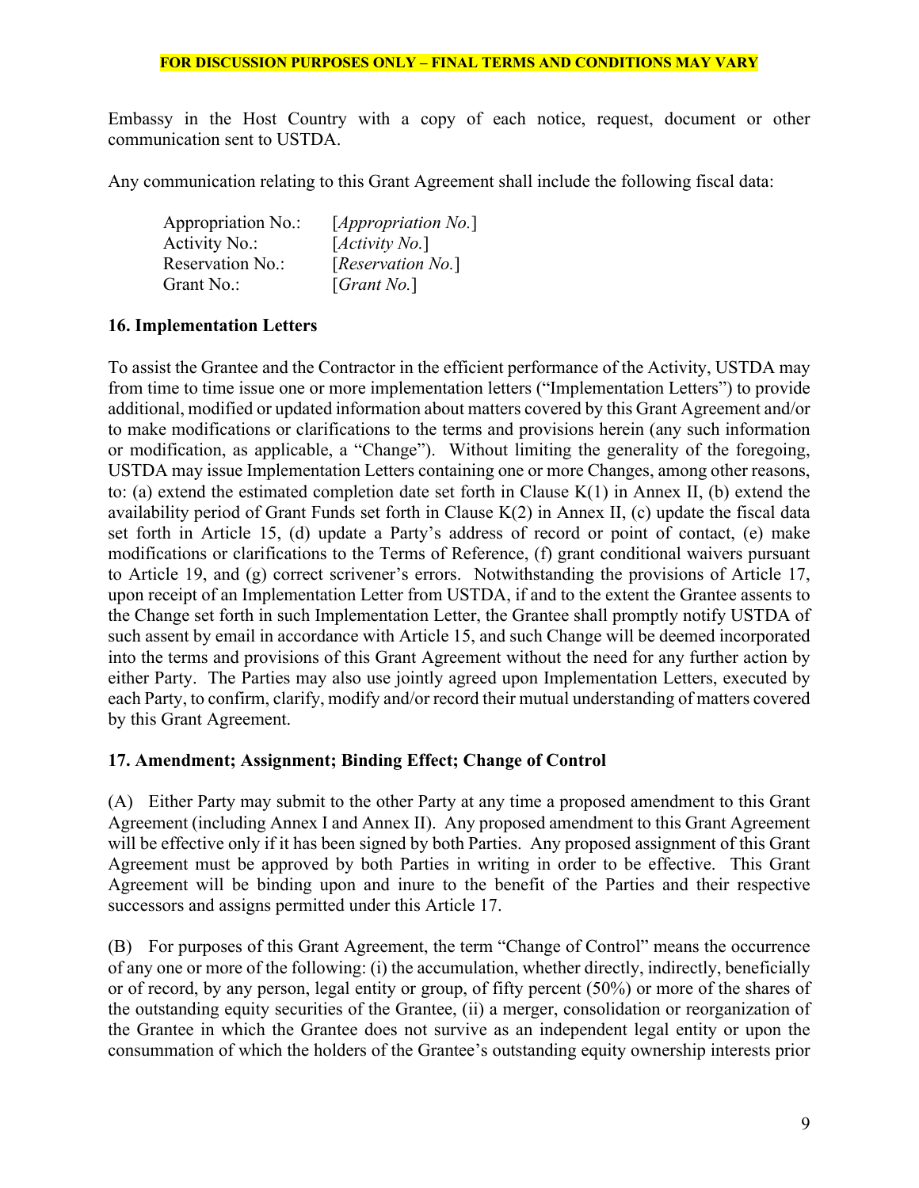**FOR DISCUSSION PURPOSES ONLY – FINAL TERMS AND CONDITIONS MAY VARY**

Embassy in the Host Country with a copy of each notice, request, document or other communication sent to USTDA.

Any communication relating to this Grant Agreement shall include the following fiscal data:

| | |
|---|---|
| Appropriation No.: | [*Appropriation No.*] |
| Activity No.: | [*Activity No.*] |
| Reservation No.: | [*Reservation No.*] |
| Grant No.: | [*Grant No.*] |

**16. Implementation Letters**

To assist the Grantee and the Contractor in the efficient performance of the Activity, USTDA may from time to time issue one or more implementation letters ("Implementation Letters") to provide additional, modified or updated information about matters covered by this Grant Agreement and/or to make modifications or clarifications to the terms and provisions herein (any such information or modification, as applicable, a "Change"). Without limiting the generality of the foregoing, USTDA may issue Implementation Letters containing one or more Changes, among other reasons, to: (a) extend the estimated completion date set forth in Clause K(1) in Annex II, (b) extend the availability period of Grant Funds set forth in Clause K(2) in Annex II, (c) update the fiscal data set forth in Article 15, (d) update a Party's address of record or point of contact, (e) make modifications or clarifications to the Terms of Reference, (f) grant conditional waivers pursuant to Article 19, and (g) correct scrivener's errors. Notwithstanding the provisions of Article 17, upon receipt of an Implementation Letter from USTDA, if and to the extent the Grantee assents to the Change set forth in such Implementation Letter, the Grantee shall promptly notify USTDA of such assent by email in accordance with Article 15, and such Change will be deemed incorporated into the terms and provisions of this Grant Agreement without the need for any further action by either Party. The Parties may also use jointly agreed upon Implementation Letters, executed by each Party, to confirm, clarify, modify and/or record their mutual understanding of matters covered by this Grant Agreement.

**17. Amendment; Assignment; Binding Effect; Change of Control**

(A) Either Party may submit to the other Party at any time a proposed amendment to this Grant Agreement (including Annex I and Annex II). Any proposed amendment to this Grant Agreement will be effective only if it has been signed by both Parties. Any proposed assignment of this Grant Agreement must be approved by both Parties in writing in order to be effective. This Grant Agreement will be binding upon and inure to the benefit of the Parties and their respective successors and assigns permitted under this Article 17.

(B) For purposes of this Grant Agreement, the term "Change of Control" means the occurrence of any one or more of the following: (i) the accumulation, whether directly, indirectly, beneficially or of record, by any person, legal entity or group, of fifty percent (50%) or more of the shares of the outstanding equity securities of the Grantee, (ii) a merger, consolidation or reorganization of the Grantee in which the Grantee does not survive as an independent legal entity or upon the consummation of which the holders of the Grantee's outstanding equity ownership interests prior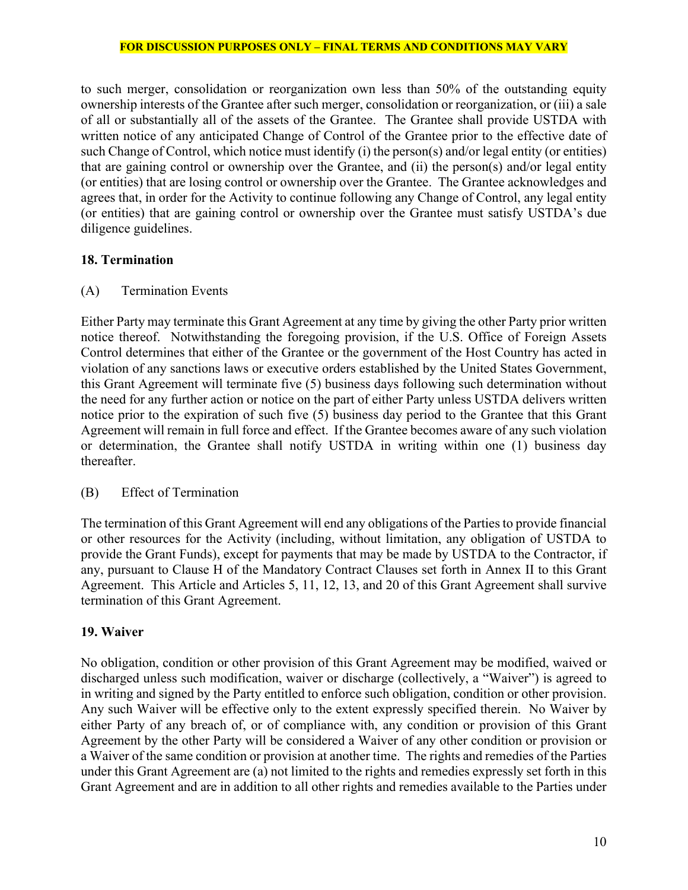to such merger, consolidation or reorganization own less than 50% of the outstanding equity ownership interests of the Grantee after such merger, consolidation or reorganization, or (iii) a sale of all or substantially all of the assets of the Grantee. The Grantee shall provide USTDA with written notice of any anticipated Change of Control of the Grantee prior to the effective date of such Change of Control, which notice must identify (i) the person(s) and/or legal entity (or entities) that are gaining control or ownership over the Grantee, and (ii) the person(s) and/or legal entity (or entities) that are losing control or ownership over the Grantee. The Grantee acknowledges and agrees that, in order for the Activity to continue following any Change of Control, any legal entity (or entities) that are gaining control or ownership over the Grantee must satisfy USTDA's due diligence guidelines.

**18. Termination**

(A) Termination Events

Either Party may terminate this Grant Agreement at any time by giving the other Party prior written notice thereof. Notwithstanding the foregoing provision, if the U.S. Office of Foreign Assets Control determines that either of the Grantee or the government of the Host Country has acted in violation of any sanctions laws or executive orders established by the United States Government, this Grant Agreement will terminate five (5) business days following such determination without the need for any further action or notice on the part of either Party unless USTDA delivers written notice prior to the expiration of such five (5) business day period to the Grantee that this Grant Agreement will remain in full force and effect. If the Grantee becomes aware of any such violation or determination, the Grantee shall notify USTDA in writing within one (1) business day thereafter.

(B) Effect of Termination

The termination of this Grant Agreement will end any obligations of the Parties to provide financial or other resources for the Activity (including, without limitation, any obligation of USTDA to provide the Grant Funds), except for payments that may be made by USTDA to the Contractor, if any, pursuant to Clause H of the Mandatory Contract Clauses set forth in Annex II to this Grant Agreement. This Article and Articles 5, 11, 12, 13, and 20 of this Grant Agreement shall survive termination of this Grant Agreement.

**19. Waiver**

No obligation, condition or other provision of this Grant Agreement may be modified, waived or discharged unless such modification, waiver or discharge (collectively, a "Waiver") is agreed to in writing and signed by the Party entitled to enforce such obligation, condition or other provision. Any such Waiver will be effective only to the extent expressly specified therein. No Waiver by either Party of any breach of, or of compliance with, any condition or provision of this Grant Agreement by the other Party will be considered a Waiver of any other condition or provision or a Waiver of the same condition or provision at another time. The rights and remedies of the Parties under this Grant Agreement are (a) not limited to the rights and remedies expressly set forth in this Grant Agreement and are in addition to all other rights and remedies available to the Parties under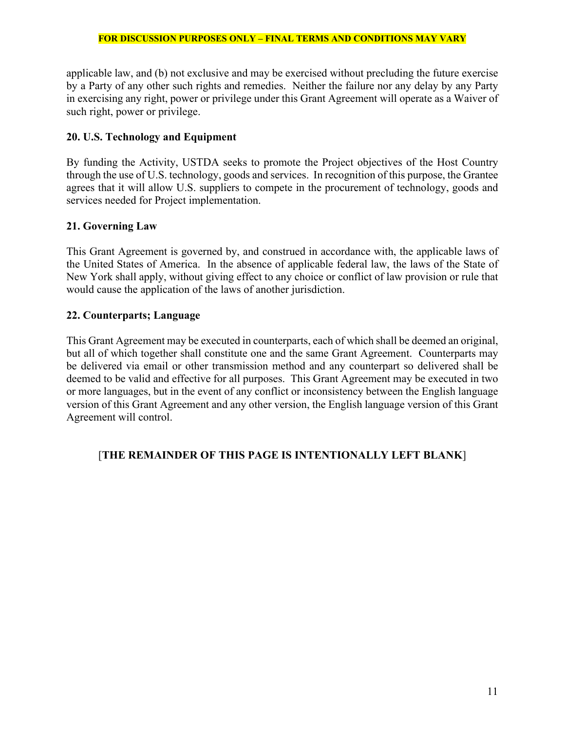applicable law, and (b) not exclusive and may be exercised without precluding the future exercise by a Party of any other such rights and remedies. Neither the failure nor any delay by any Party in exercising any right, power or privilege under this Grant Agreement will operate as a Waiver of such right, power or privilege.

**20. U.S. Technology and Equipment**

By funding the Activity, USTDA seeks to promote the Project objectives of the Host Country through the use of U.S. technology, goods and services. In recognition of this purpose, the Grantee agrees that it will allow U.S. suppliers to compete in the procurement of technology, goods and services needed for Project implementation.

**21. Governing Law**

This Grant Agreement is governed by, and construed in accordance with, the applicable laws of the United States of America. In the absence of applicable federal law, the laws of the State of New York shall apply, without giving effect to any choice or conflict of law provision or rule that would cause the application of the laws of another jurisdiction.

**22. Counterparts; Language**

This Grant Agreement may be executed in counterparts, each of which shall be deemed an original, but all of which together shall constitute one and the same Grant Agreement. Counterparts may be delivered via email or other transmission method and any counterpart so delivered shall be deemed to be valid and effective for all purposes. This Grant Agreement may be executed in two or more languages, but in the event of any conflict or inconsistency between the English language version of this Grant Agreement and any other version, the English language version of this Grant Agreement will control.

[**THE REMAINDER OF THIS PAGE IS INTENTIONALLY LEFT BLANK**]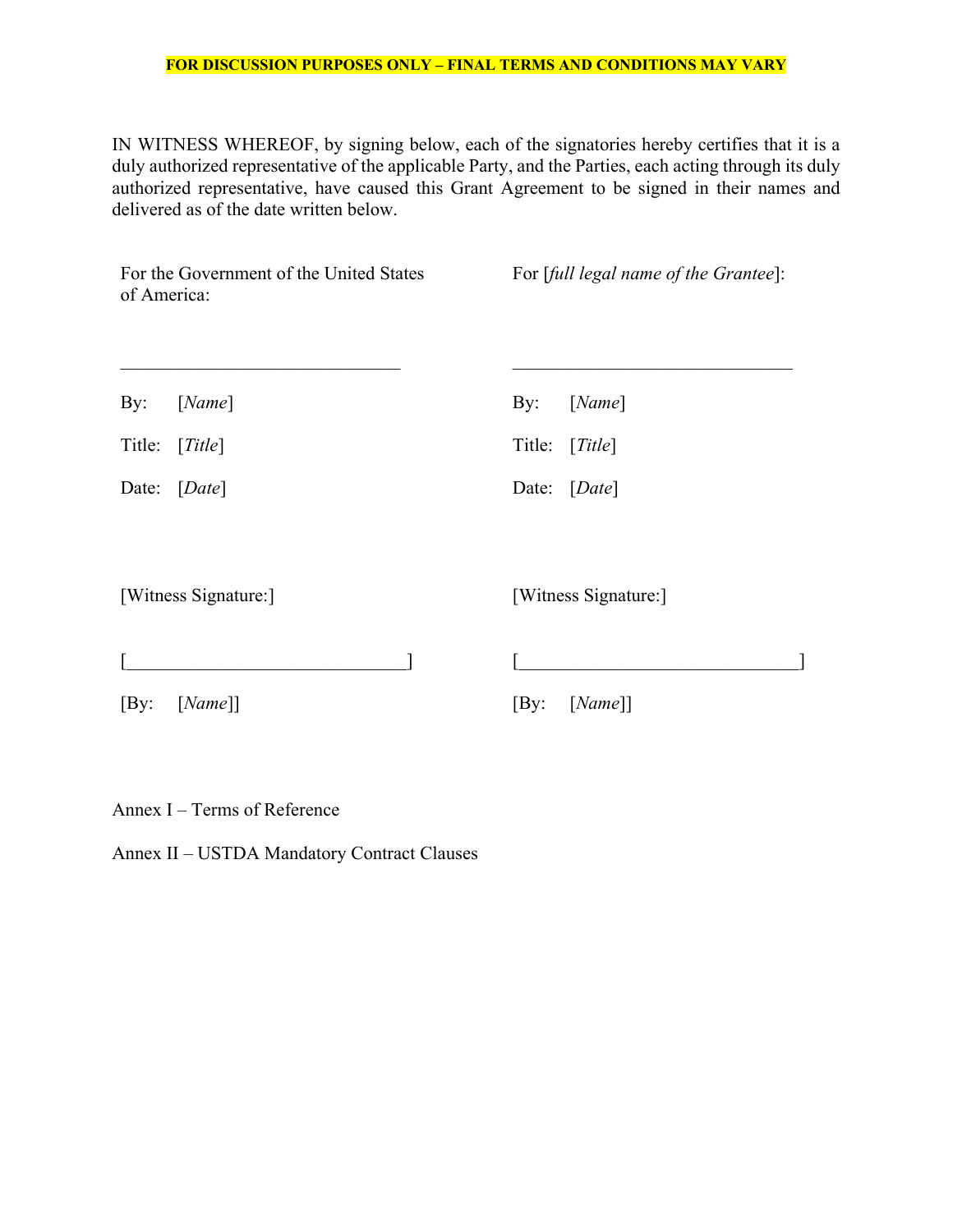**FOR DISCUSSION PURPOSES ONLY – FINAL TERMS AND CONDITIONS MAY VARY**

IN WITNESS WHEREOF, by signing below, each of the signatories hereby certifies that it is a duly authorized representative of the applicable Party, and the Parties, each acting through its duly authorized representative, have caused this Grant Agreement to be signed in their names and delivered as of the date written below.

For the Government of the United States of America:

______________________________

By: [*Name*]

Title: [*Title*]

Date: [*Date*]

[Witness Signature:]

[______________________________]

[By: [*Name*]]

For [*full legal name of the Grantee*]:

______________________________

By: [*Name*]

Title: [*Title*]

Date: [*Date*]

[Witness Signature:]

[______________________________]

[By: [*Name*]]

Annex I – Terms of Reference

Annex II – USTDA Mandatory Contract Clauses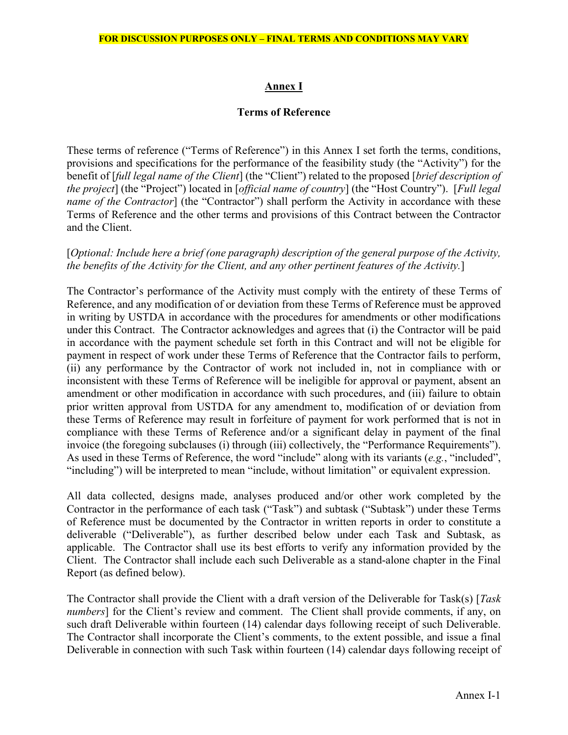**FOR DISCUSSION PURPOSES ONLY – FINAL TERMS AND CONDITIONS MAY VARY**

# Annex I

## Terms of Reference

These terms of reference ("Terms of Reference") in this Annex I set forth the terms, conditions, provisions and specifications for the performance of the feasibility study (the "Activity") for the benefit of [*full legal name of the Client*] (the "Client") related to the proposed [*brief description of the project*] (the "Project") located in [*official name of country*] (the "Host Country"). [*Full legal name of the Contractor*] (the "Contractor") shall perform the Activity in accordance with these Terms of Reference and the other terms and provisions of this Contract between the Contractor and the Client.

[*Optional: Include here a brief (one paragraph) description of the general purpose of the Activity, the benefits of the Activity for the Client, and any other pertinent features of the Activity.*]

The Contractor's performance of the Activity must comply with the entirety of these Terms of Reference, and any modification of or deviation from these Terms of Reference must be approved in writing by USTDA in accordance with the procedures for amendments or other modifications under this Contract. The Contractor acknowledges and agrees that (i) the Contractor will be paid in accordance with the payment schedule set forth in this Contract and will not be eligible for payment in respect of work under these Terms of Reference that the Contractor fails to perform, (ii) any performance by the Contractor of work not included in, not in compliance with or inconsistent with these Terms of Reference will be ineligible for approval or payment, absent an amendment or other modification in accordance with such procedures, and (iii) failure to obtain prior written approval from USTDA for any amendment to, modification of or deviation from these Terms of Reference may result in forfeiture of payment for work performed that is not in compliance with these Terms of Reference and/or a significant delay in payment of the final invoice (the foregoing subclauses (i) through (iii) collectively, the "Performance Requirements"). As used in these Terms of Reference, the word "include" along with its variants (*e.g.*, "included", "including") will be interpreted to mean "include, without limitation" or equivalent expression.

All data collected, designs made, analyses produced and/or other work completed by the Contractor in the performance of each task ("Task") and subtask ("Subtask") under these Terms of Reference must be documented by the Contractor in written reports in order to constitute a deliverable ("Deliverable"), as further described below under each Task and Subtask, as applicable. The Contractor shall use its best efforts to verify any information provided by the Client. The Contractor shall include each such Deliverable as a stand-alone chapter in the Final Report (as defined below).

The Contractor shall provide the Client with a draft version of the Deliverable for Task(s) [*Task numbers*] for the Client's review and comment. The Client shall provide comments, if any, on such draft Deliverable within fourteen (14) calendar days following receipt of such Deliverable. The Contractor shall incorporate the Client's comments, to the extent possible, and issue a final Deliverable in connection with such Task within fourteen (14) calendar days following receipt of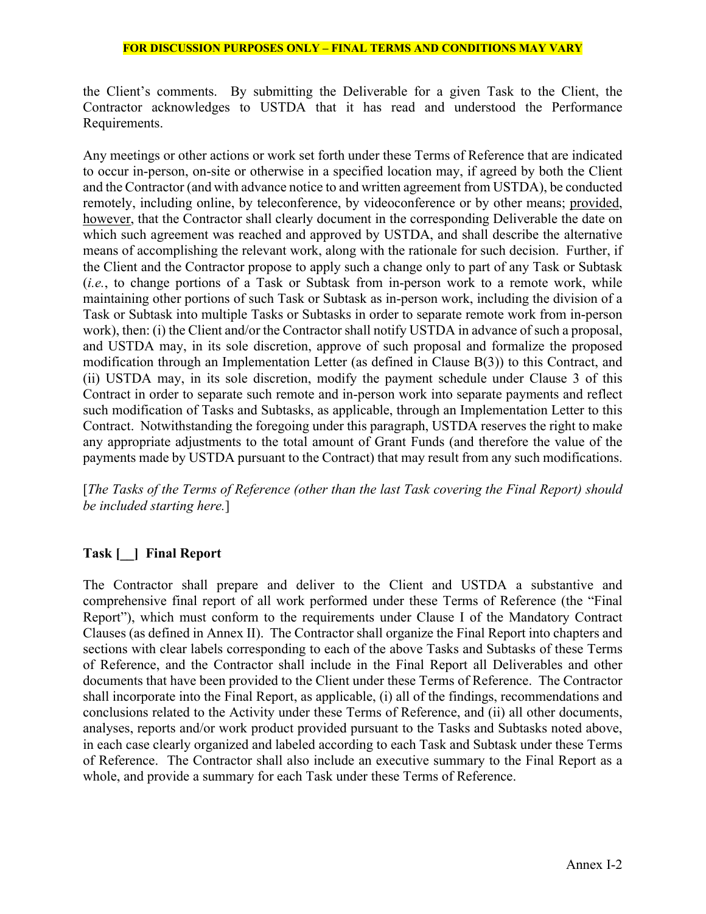**FOR DISCUSSION PURPOSES ONLY – FINAL TERMS AND CONDITIONS MAY VARY**

the Client's comments. By submitting the Deliverable for a given Task to the Client, the Contractor acknowledges to USTDA that it has read and understood the Performance Requirements.

Any meetings or other actions or work set forth under these Terms of Reference that are indicated to occur in-person, on-site or otherwise in a specified location may, if agreed by both the Client and the Contractor (and with advance notice to and written agreement from USTDA), be conducted remotely, including online, by teleconference, by videoconference or by other means; provided, however, that the Contractor shall clearly document in the corresponding Deliverable the date on which such agreement was reached and approved by USTDA, and shall describe the alternative means of accomplishing the relevant work, along with the rationale for such decision. Further, if the Client and the Contractor propose to apply such a change only to part of any Task or Subtask (*i.e.*, to change portions of a Task or Subtask from in-person work to a remote work, while maintaining other portions of such Task or Subtask as in-person work, including the division of a Task or Subtask into multiple Tasks or Subtasks in order to separate remote work from in-person work), then: (i) the Client and/or the Contractor shall notify USTDA in advance of such a proposal, and USTDA may, in its sole discretion, approve of such proposal and formalize the proposed modification through an Implementation Letter (as defined in Clause B(3)) to this Contract, and (ii) USTDA may, in its sole discretion, modify the payment schedule under Clause 3 of this Contract in order to separate such remote and in-person work into separate payments and reflect such modification of Tasks and Subtasks, as applicable, through an Implementation Letter to this Contract. Notwithstanding the foregoing under this paragraph, USTDA reserves the right to make any appropriate adjustments to the total amount of Grant Funds (and therefore the value of the payments made by USTDA pursuant to the Contract) that may result from any such modifications.

[*The Tasks of the Terms of Reference (other than the last Task covering the Final Report) should be included starting here.*]

### Task [__] Final Report

The Contractor shall prepare and deliver to the Client and USTDA a substantive and comprehensive final report of all work performed under these Terms of Reference (the "Final Report"), which must conform to the requirements under Clause I of the Mandatory Contract Clauses (as defined in Annex II). The Contractor shall organize the Final Report into chapters and sections with clear labels corresponding to each of the above Tasks and Subtasks of these Terms of Reference, and the Contractor shall include in the Final Report all Deliverables and other documents that have been provided to the Client under these Terms of Reference. The Contractor shall incorporate into the Final Report, as applicable, (i) all of the findings, recommendations and conclusions related to the Activity under these Terms of Reference, and (ii) all other documents, analyses, reports and/or work product provided pursuant to the Tasks and Subtasks noted above, in each case clearly organized and labeled according to each Task and Subtask under these Terms of Reference. The Contractor shall also include an executive summary to the Final Report as a whole, and provide a summary for each Task under these Terms of Reference.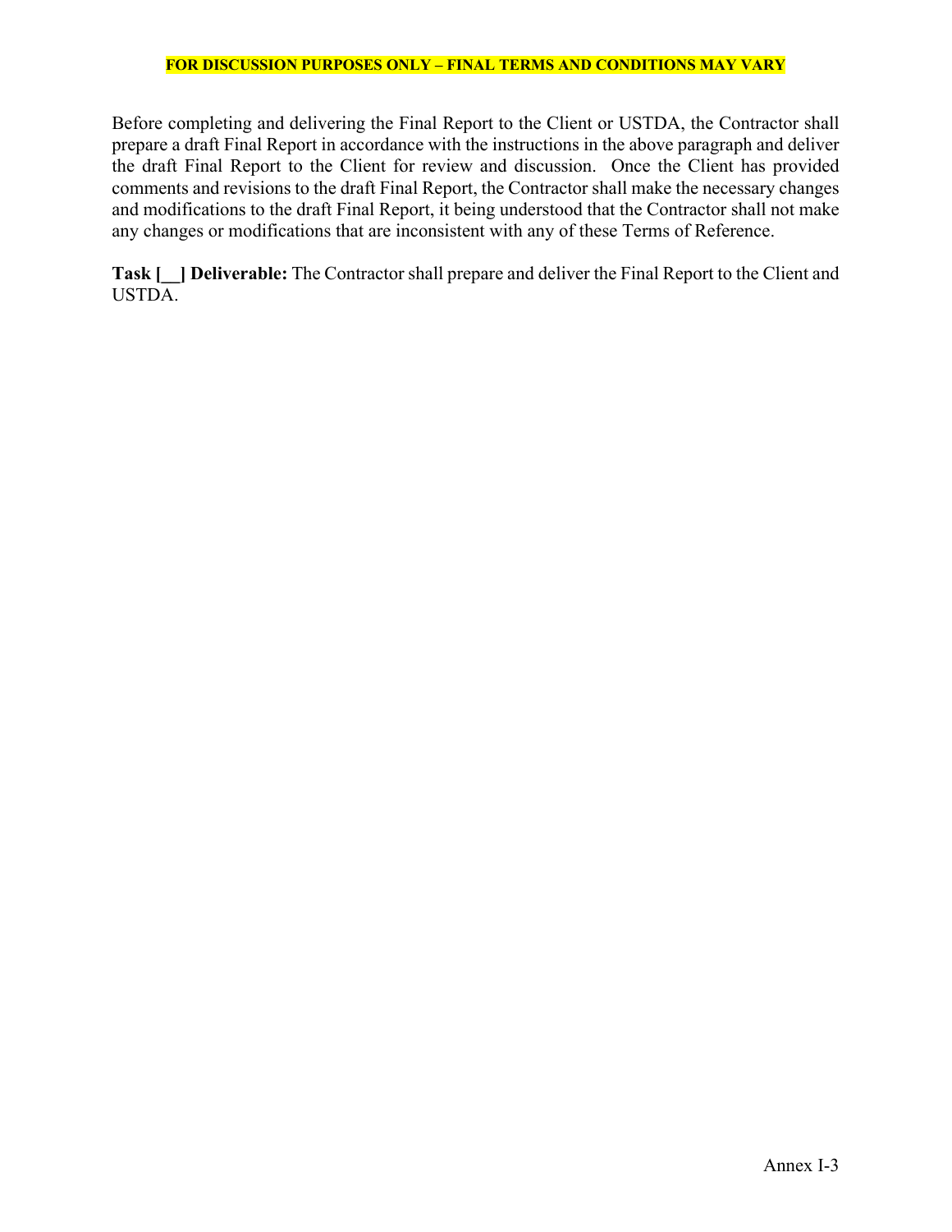Before completing and delivering the Final Report to the Client or USTDA, the Contractor shall prepare a draft Final Report in accordance with the instructions in the above paragraph and deliver the draft Final Report to the Client for review and discussion. Once the Client has provided comments and revisions to the draft Final Report, the Contractor shall make the necessary changes and modifications to the draft Final Report, it being understood that the Contractor shall not make any changes or modifications that are inconsistent with any of these Terms of Reference.

**Task [__] Deliverable:** The Contractor shall prepare and deliver the Final Report to the Client and USTDA.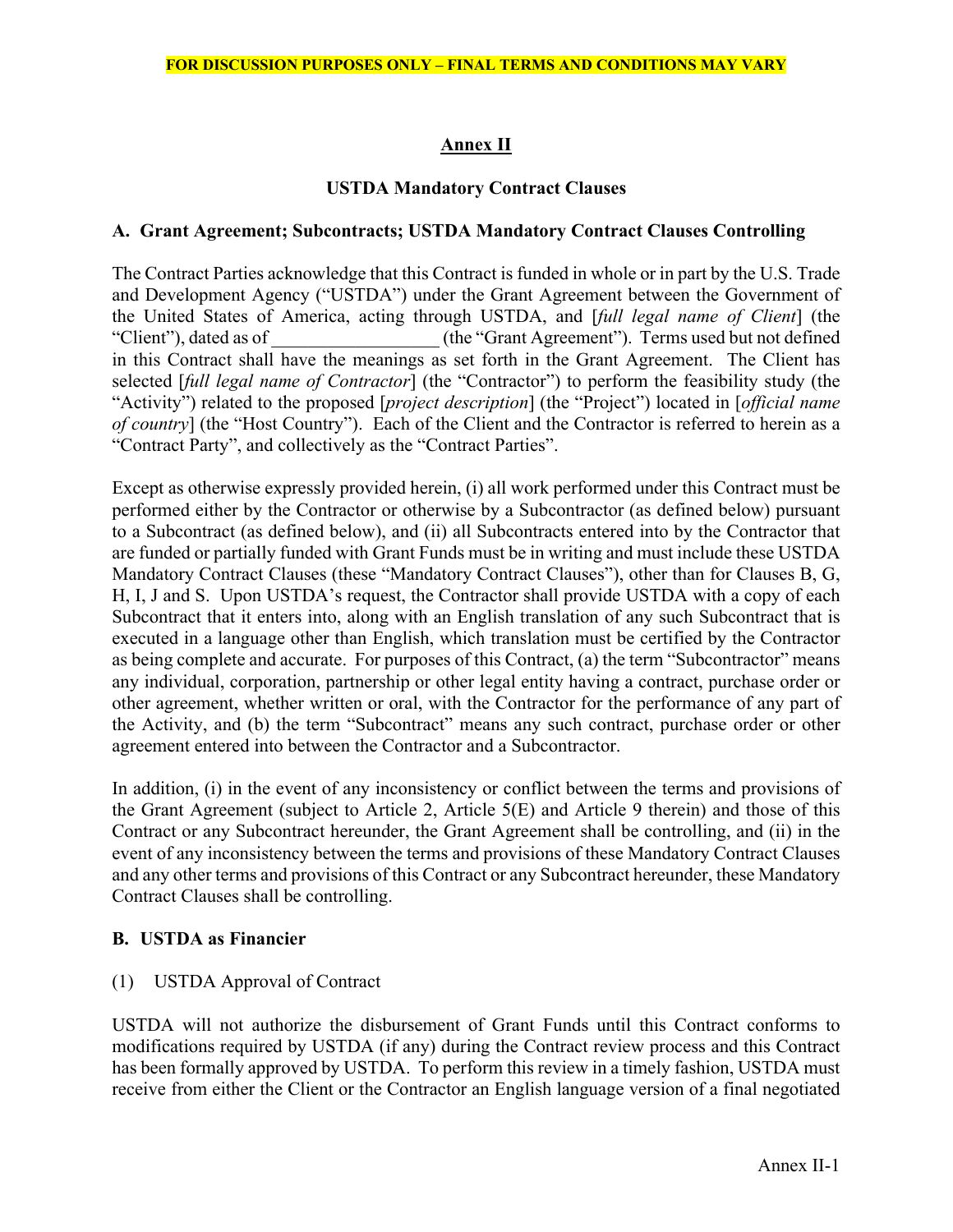**FOR DISCUSSION PURPOSES ONLY – FINAL TERMS AND CONDITIONS MAY VARY**

## Annex II

### USTDA Mandatory Contract Clauses

### A. Grant Agreement; Subcontracts; USTDA Mandatory Contract Clauses Controlling

The Contract Parties acknowledge that this Contract is funded in whole or in part by the U.S. Trade and Development Agency ("USTDA") under the Grant Agreement between the Government of the United States of America, acting through USTDA, and [*full legal name of Client*] (the "Client"), dated as of __________________ (the "Grant Agreement"). Terms used but not defined in this Contract shall have the meanings as set forth in the Grant Agreement. The Client has selected [*full legal name of Contractor*] (the "Contractor") to perform the feasibility study (the "Activity") related to the proposed [*project description*] (the "Project") located in [*official name of country*] (the "Host Country"). Each of the Client and the Contractor is referred to herein as a "Contract Party", and collectively as the "Contract Parties".

Except as otherwise expressly provided herein, (i) all work performed under this Contract must be performed either by the Contractor or otherwise by a Subcontractor (as defined below) pursuant to a Subcontract (as defined below), and (ii) all Subcontracts entered into by the Contractor that are funded or partially funded with Grant Funds must be in writing and must include these USTDA Mandatory Contract Clauses (these "Mandatory Contract Clauses"), other than for Clauses B, G, H, I, J and S. Upon USTDA's request, the Contractor shall provide USTDA with a copy of each Subcontract that it enters into, along with an English translation of any such Subcontract that is executed in a language other than English, which translation must be certified by the Contractor as being complete and accurate. For purposes of this Contract, (a) the term "Subcontractor" means any individual, corporation, partnership or other legal entity having a contract, purchase order or other agreement, whether written or oral, with the Contractor for the performance of any part of the Activity, and (b) the term "Subcontract" means any such contract, purchase order or other agreement entered into between the Contractor and a Subcontractor.

In addition, (i) in the event of any inconsistency or conflict between the terms and provisions of the Grant Agreement (subject to Article 2, Article 5(E) and Article 9 therein) and those of this Contract or any Subcontract hereunder, the Grant Agreement shall be controlling, and (ii) in the event of any inconsistency between the terms and provisions of these Mandatory Contract Clauses and any other terms and provisions of this Contract or any Subcontract hereunder, these Mandatory Contract Clauses shall be controlling.

### B. USTDA as Financier

(1) USTDA Approval of Contract

USTDA will not authorize the disbursement of Grant Funds until this Contract conforms to modifications required by USTDA (if any) during the Contract review process and this Contract has been formally approved by USTDA. To perform this review in a timely fashion, USTDA must receive from either the Client or the Contractor an English language version of a final negotiated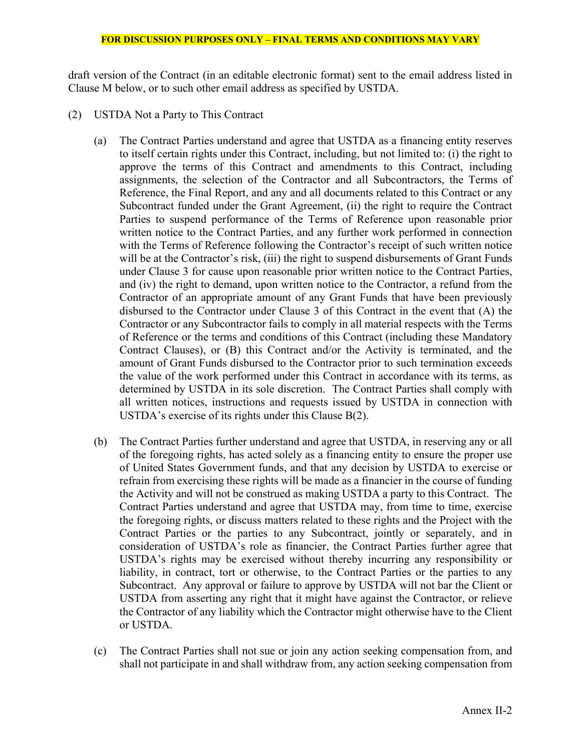**FOR DISCUSSION PURPOSES ONLY – FINAL TERMS AND CONDITIONS MAY VARY**

draft version of the Contract (in an editable electronic format) sent to the email address listed in Clause M below, or to such other email address as specified by USTDA.

(2) USTDA Not a Party to This Contract

(a) The Contract Parties understand and agree that USTDA as a financing entity reserves to itself certain rights under this Contract, including, but not limited to: (i) the right to approve the terms of this Contract and amendments to this Contract, including assignments, the selection of the Contractor and all Subcontractors, the Terms of Reference, the Final Report, and any and all documents related to this Contract or any Subcontract funded under the Grant Agreement, (ii) the right to require the Contract Parties to suspend performance of the Terms of Reference upon reasonable prior written notice to the Contract Parties, and any further work performed in connection with the Terms of Reference following the Contractor's receipt of such written notice will be at the Contractor's risk, (iii) the right to suspend disbursements of Grant Funds under Clause 3 for cause upon reasonable prior written notice to the Contract Parties, and (iv) the right to demand, upon written notice to the Contractor, a refund from the Contractor of an appropriate amount of any Grant Funds that have been previously disbursed to the Contractor under Clause 3 of this Contract in the event that (A) the Contractor or any Subcontractor fails to comply in all material respects with the Terms of Reference or the terms and conditions of this Contract (including these Mandatory Contract Clauses), or (B) this Contract and/or the Activity is terminated, and the amount of Grant Funds disbursed to the Contractor prior to such termination exceeds the value of the work performed under this Contract in accordance with its terms, as determined by USTDA in its sole discretion. The Contract Parties shall comply with all written notices, instructions and requests issued by USTDA in connection with USTDA's exercise of its rights under this Clause B(2).

(b) The Contract Parties further understand and agree that USTDA, in reserving any or all of the foregoing rights, has acted solely as a financing entity to ensure the proper use of United States Government funds, and that any decision by USTDA to exercise or refrain from exercising these rights will be made as a financier in the course of funding the Activity and will not be construed as making USTDA a party to this Contract. The Contract Parties understand and agree that USTDA may, from time to time, exercise the foregoing rights, or discuss matters related to these rights and the Project with the Contract Parties or the parties to any Subcontract, jointly or separately, and in consideration of USTDA's role as financier, the Contract Parties further agree that USTDA's rights may be exercised without thereby incurring any responsibility or liability, in contract, tort or otherwise, to the Contract Parties or the parties to any Subcontract. Any approval or failure to approve by USTDA will not bar the Client or USTDA from asserting any right that it might have against the Contractor, or relieve the Contractor of any liability which the Contractor might otherwise have to the Client or USTDA.

(c) The Contract Parties shall not sue or join any action seeking compensation from, and shall not participate in and shall withdraw from, any action seeking compensation from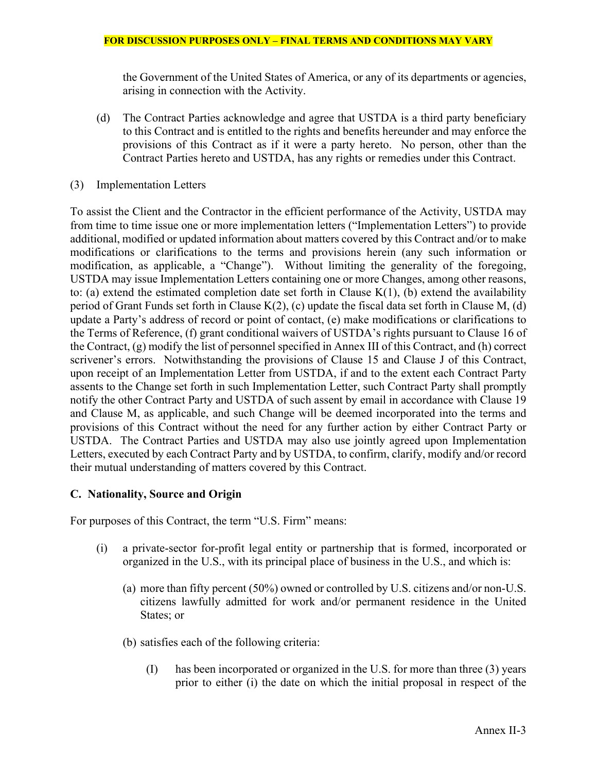**FOR DISCUSSION PURPOSES ONLY – FINAL TERMS AND CONDITIONS MAY VARY**

the Government of the United States of America, or any of its departments or agencies, arising in connection with the Activity.

(d) The Contract Parties acknowledge and agree that USTDA is a third party beneficiary to this Contract and is entitled to the rights and benefits hereunder and may enforce the provisions of this Contract as if it were a party hereto. No person, other than the Contract Parties hereto and USTDA, has any rights or remedies under this Contract.

(3) Implementation Letters

To assist the Client and the Contractor in the efficient performance of the Activity, USTDA may from time to time issue one or more implementation letters ("Implementation Letters") to provide additional, modified or updated information about matters covered by this Contract and/or to make modifications or clarifications to the terms and provisions herein (any such information or modification, as applicable, a "Change"). Without limiting the generality of the foregoing, USTDA may issue Implementation Letters containing one or more Changes, among other reasons, to: (a) extend the estimated completion date set forth in Clause K(1), (b) extend the availability period of Grant Funds set forth in Clause K(2), (c) update the fiscal data set forth in Clause M, (d) update a Party's address of record or point of contact, (e) make modifications or clarifications to the Terms of Reference, (f) grant conditional waivers of USTDA's rights pursuant to Clause 16 of the Contract, (g) modify the list of personnel specified in Annex III of this Contract, and (h) correct scrivener's errors. Notwithstanding the provisions of Clause 15 and Clause J of this Contract, upon receipt of an Implementation Letter from USTDA, if and to the extent each Contract Party assents to the Change set forth in such Implementation Letter, such Contract Party shall promptly notify the other Contract Party and USTDA of such assent by email in accordance with Clause 19 and Clause M, as applicable, and such Change will be deemed incorporated into the terms and provisions of this Contract without the need for any further action by either Contract Party or USTDA. The Contract Parties and USTDA may also use jointly agreed upon Implementation Letters, executed by each Contract Party and by USTDA, to confirm, clarify, modify and/or record their mutual understanding of matters covered by this Contract.

### C. Nationality, Source and Origin

For purposes of this Contract, the term "U.S. Firm" means:

(i) a private-sector for-profit legal entity or partnership that is formed, incorporated or organized in the U.S., with its principal place of business in the U.S., and which is:

(a) more than fifty percent (50%) owned or controlled by U.S. citizens and/or non-U.S. citizens lawfully admitted for work and/or permanent residence in the United States; or

(b) satisfies each of the following criteria:

(I) has been incorporated or organized in the U.S. for more than three (3) years prior to either (i) the date on which the initial proposal in respect of the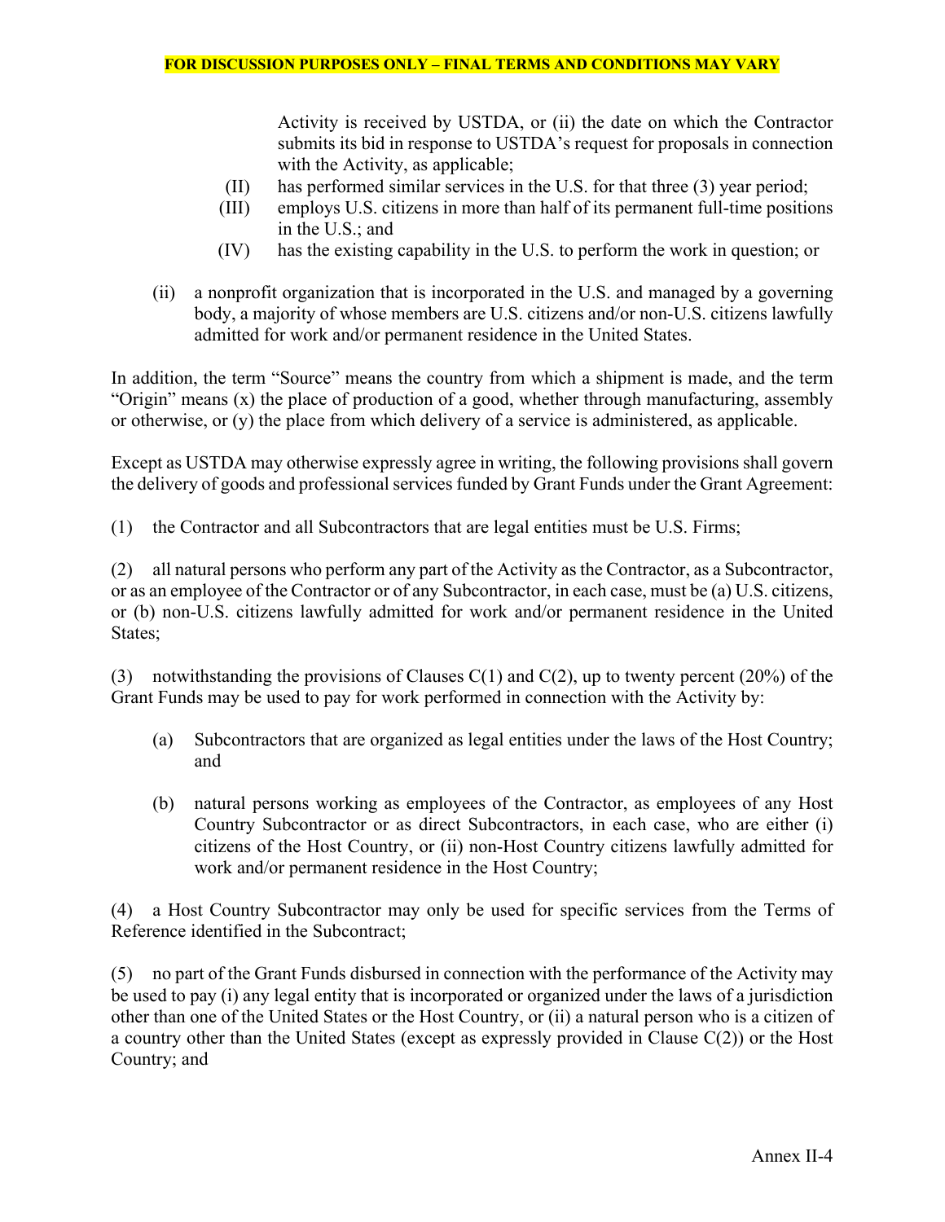Activity is received by USTDA, or (ii) the date on which the Contractor submits its bid in response to USTDA's request for proposals in connection with the Activity, as applicable;

(II) has performed similar services in the U.S. for that three (3) year period;

(III) employs U.S. citizens in more than half of its permanent full-time positions in the U.S.; and

(IV) has the existing capability in the U.S. to perform the work in question; or

(ii) a nonprofit organization that is incorporated in the U.S. and managed by a governing body, a majority of whose members are U.S. citizens and/or non-U.S. citizens lawfully admitted for work and/or permanent residence in the United States.

In addition, the term "Source" means the country from which a shipment is made, and the term "Origin" means (x) the place of production of a good, whether through manufacturing, assembly or otherwise, or (y) the place from which delivery of a service is administered, as applicable.

Except as USTDA may otherwise expressly agree in writing, the following provisions shall govern the delivery of goods and professional services funded by Grant Funds under the Grant Agreement:

(1) the Contractor and all Subcontractors that are legal entities must be U.S. Firms;

(2) all natural persons who perform any part of the Activity as the Contractor, as a Subcontractor, or as an employee of the Contractor or of any Subcontractor, in each case, must be (a) U.S. citizens, or (b) non-U.S. citizens lawfully admitted for work and/or permanent residence in the United States;

(3) notwithstanding the provisions of Clauses C(1) and C(2), up to twenty percent (20%) of the Grant Funds may be used to pay for work performed in connection with the Activity by:

(a) Subcontractors that are organized as legal entities under the laws of the Host Country; and

(b) natural persons working as employees of the Contractor, as employees of any Host Country Subcontractor or as direct Subcontractors, in each case, who are either (i) citizens of the Host Country, or (ii) non-Host Country citizens lawfully admitted for work and/or permanent residence in the Host Country;

(4) a Host Country Subcontractor may only be used for specific services from the Terms of Reference identified in the Subcontract;

(5) no part of the Grant Funds disbursed in connection with the performance of the Activity may be used to pay (i) any legal entity that is incorporated or organized under the laws of a jurisdiction other than one of the United States or the Host Country, or (ii) a natural person who is a citizen of a country other than the United States (except as expressly provided in Clause C(2)) or the Host Country; and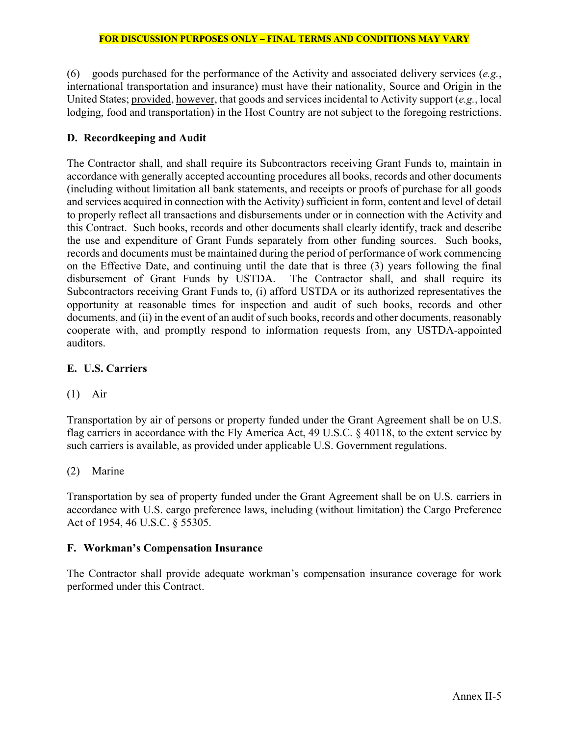**FOR DISCUSSION PURPOSES ONLY – FINAL TERMS AND CONDITIONS MAY VARY**

(6) goods purchased for the performance of the Activity and associated delivery services (*e.g.*, international transportation and insurance) must have their nationality, Source and Origin in the United States; provided, however, that goods and services incidental to Activity support (*e.g.*, local lodging, food and transportation) in the Host Country are not subject to the foregoing restrictions.

**D. Recordkeeping and Audit**

The Contractor shall, and shall require its Subcontractors receiving Grant Funds to, maintain in accordance with generally accepted accounting procedures all books, records and other documents (including without limitation all bank statements, and receipts or proofs of purchase for all goods and services acquired in connection with the Activity) sufficient in form, content and level of detail to properly reflect all transactions and disbursements under or in connection with the Activity and this Contract. Such books, records and other documents shall clearly identify, track and describe the use and expenditure of Grant Funds separately from other funding sources. Such books, records and documents must be maintained during the period of performance of work commencing on the Effective Date, and continuing until the date that is three (3) years following the final disbursement of Grant Funds by USTDA. The Contractor shall, and shall require its Subcontractors receiving Grant Funds to, (i) afford USTDA or its authorized representatives the opportunity at reasonable times for inspection and audit of such books, records and other documents, and (ii) in the event of an audit of such books, records and other documents, reasonably cooperate with, and promptly respond to information requests from, any USTDA-appointed auditors.

**E. U.S. Carriers**

(1) Air

Transportation by air of persons or property funded under the Grant Agreement shall be on U.S. flag carriers in accordance with the Fly America Act, 49 U.S.C. § 40118, to the extent service by such carriers is available, as provided under applicable U.S. Government regulations.

(2) Marine

Transportation by sea of property funded under the Grant Agreement shall be on U.S. carriers in accordance with U.S. cargo preference laws, including (without limitation) the Cargo Preference Act of 1954, 46 U.S.C. § 55305.

**F. Workman's Compensation Insurance**

The Contractor shall provide adequate workman's compensation insurance coverage for work performed under this Contract.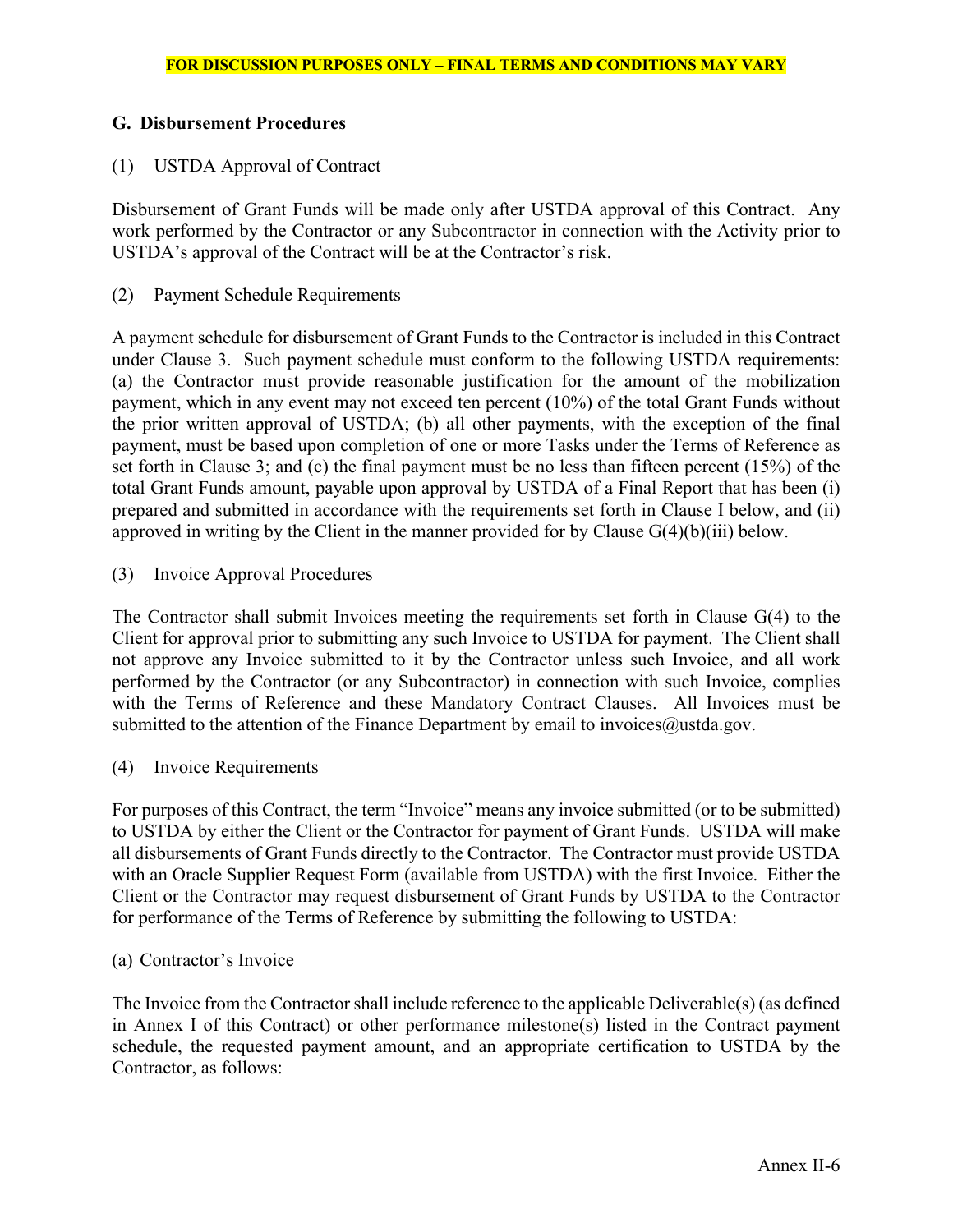**FOR DISCUSSION PURPOSES ONLY – FINAL TERMS AND CONDITIONS MAY VARY**

## G. Disbursement Procedures

(1) USTDA Approval of Contract

Disbursement of Grant Funds will be made only after USTDA approval of this Contract. Any work performed by the Contractor or any Subcontractor in connection with the Activity prior to USTDA's approval of the Contract will be at the Contractor's risk.

(2) Payment Schedule Requirements

A payment schedule for disbursement of Grant Funds to the Contractor is included in this Contract under Clause 3. Such payment schedule must conform to the following USTDA requirements: (a) the Contractor must provide reasonable justification for the amount of the mobilization payment, which in any event may not exceed ten percent (10%) of the total Grant Funds without the prior written approval of USTDA; (b) all other payments, with the exception of the final payment, must be based upon completion of one or more Tasks under the Terms of Reference as set forth in Clause 3; and (c) the final payment must be no less than fifteen percent (15%) of the total Grant Funds amount, payable upon approval by USTDA of a Final Report that has been (i) prepared and submitted in accordance with the requirements set forth in Clause I below, and (ii) approved in writing by the Client in the manner provided for by Clause G(4)(b)(iii) below.

(3) Invoice Approval Procedures

The Contractor shall submit Invoices meeting the requirements set forth in Clause G(4) to the Client for approval prior to submitting any such Invoice to USTDA for payment. The Client shall not approve any Invoice submitted to it by the Contractor unless such Invoice, and all work performed by the Contractor (or any Subcontractor) in connection with such Invoice, complies with the Terms of Reference and these Mandatory Contract Clauses. All Invoices must be submitted to the attention of the Finance Department by email to invoices@ustda.gov.

(4) Invoice Requirements

For purposes of this Contract, the term "Invoice" means any invoice submitted (or to be submitted) to USTDA by either the Client or the Contractor for payment of Grant Funds. USTDA will make all disbursements of Grant Funds directly to the Contractor. The Contractor must provide USTDA with an Oracle Supplier Request Form (available from USTDA) with the first Invoice. Either the Client or the Contractor may request disbursement of Grant Funds by USTDA to the Contractor for performance of the Terms of Reference by submitting the following to USTDA:

(a) Contractor's Invoice

The Invoice from the Contractor shall include reference to the applicable Deliverable(s) (as defined in Annex I of this Contract) or other performance milestone(s) listed in the Contract payment schedule, the requested payment amount, and an appropriate certification to USTDA by the Contractor, as follows: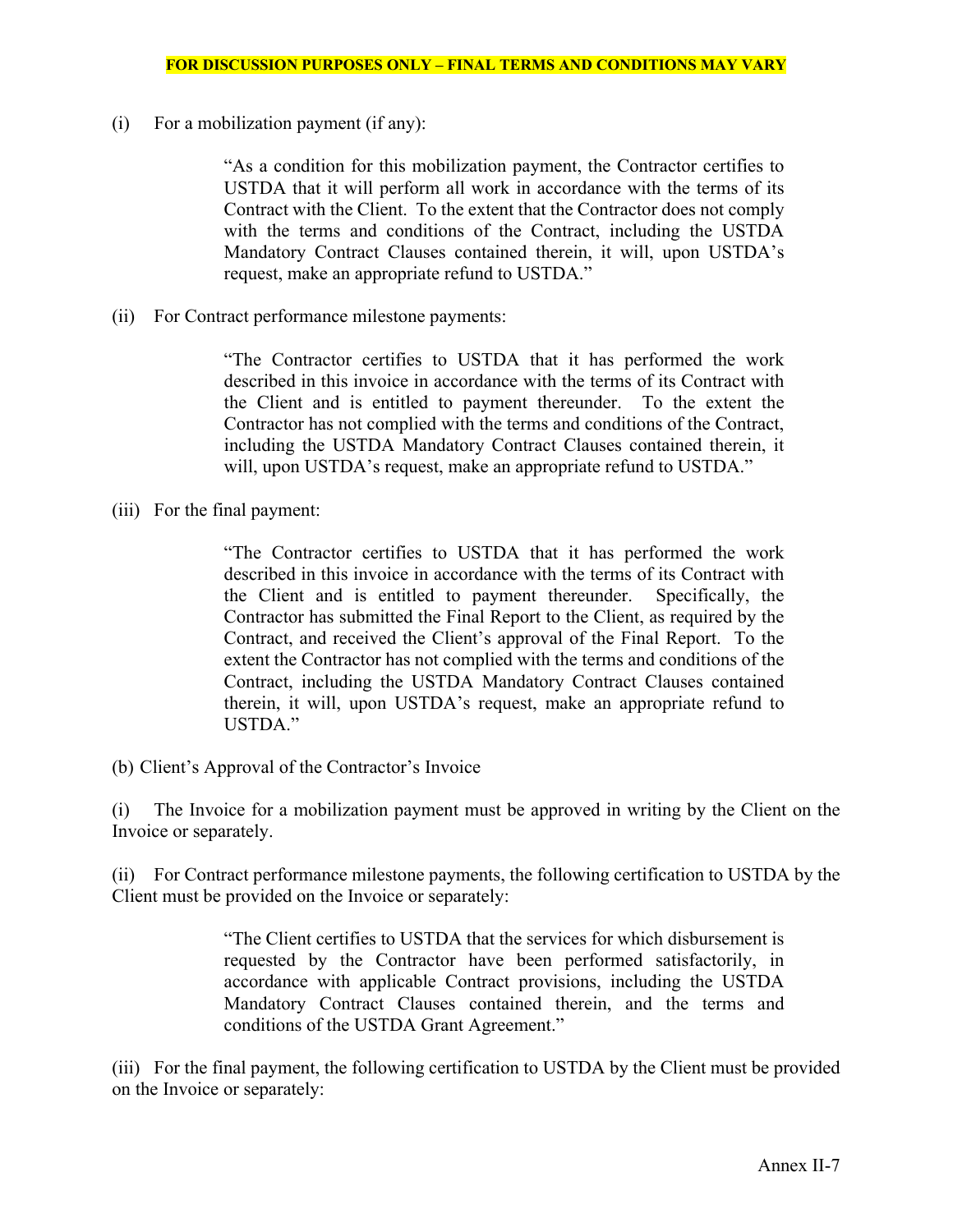**FOR DISCUSSION PURPOSES ONLY – FINAL TERMS AND CONDITIONS MAY VARY**

(i) For a mobilization payment (if any):

> "As a condition for this mobilization payment, the Contractor certifies to USTDA that it will perform all work in accordance with the terms of its Contract with the Client. To the extent that the Contractor does not comply with the terms and conditions of the Contract, including the USTDA Mandatory Contract Clauses contained therein, it will, upon USTDA's request, make an appropriate refund to USTDA."

(ii) For Contract performance milestone payments:

> "The Contractor certifies to USTDA that it has performed the work described in this invoice in accordance with the terms of its Contract with the Client and is entitled to payment thereunder. To the extent the Contractor has not complied with the terms and conditions of the Contract, including the USTDA Mandatory Contract Clauses contained therein, it will, upon USTDA's request, make an appropriate refund to USTDA."

(iii) For the final payment:

> "The Contractor certifies to USTDA that it has performed the work described in this invoice in accordance with the terms of its Contract with the Client and is entitled to payment thereunder. Specifically, the Contractor has submitted the Final Report to the Client, as required by the Contract, and received the Client's approval of the Final Report. To the extent the Contractor has not complied with the terms and conditions of the Contract, including the USTDA Mandatory Contract Clauses contained therein, it will, upon USTDA's request, make an appropriate refund to USTDA."

(b) Client's Approval of the Contractor's Invoice

(i) The Invoice for a mobilization payment must be approved in writing by the Client on the Invoice or separately.

(ii) For Contract performance milestone payments, the following certification to USTDA by the Client must be provided on the Invoice or separately:

> "The Client certifies to USTDA that the services for which disbursement is requested by the Contractor have been performed satisfactorily, in accordance with applicable Contract provisions, including the USTDA Mandatory Contract Clauses contained therein, and the terms and conditions of the USTDA Grant Agreement."

(iii) For the final payment, the following certification to USTDA by the Client must be provided on the Invoice or separately: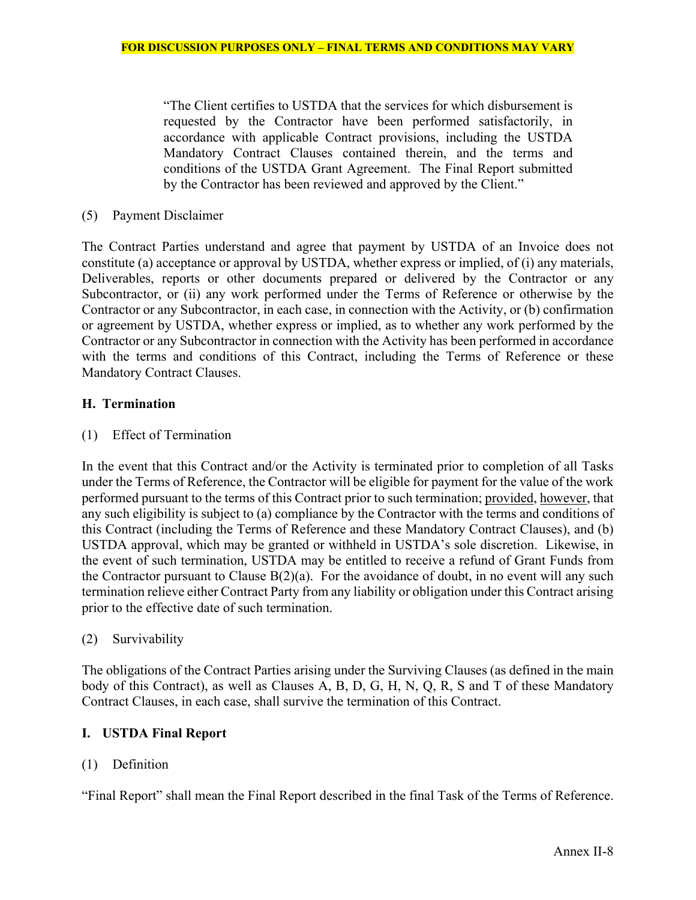**FOR DISCUSSION PURPOSES ONLY – FINAL TERMS AND CONDITIONS MAY VARY**

> "The Client certifies to USTDA that the services for which disbursement is requested by the Contractor have been performed satisfactorily, in accordance with applicable Contract provisions, including the USTDA Mandatory Contract Clauses contained therein, and the terms and conditions of the USTDA Grant Agreement. The Final Report submitted by the Contractor has been reviewed and approved by the Client."

(5) Payment Disclaimer

The Contract Parties understand and agree that payment by USTDA of an Invoice does not constitute (a) acceptance or approval by USTDA, whether express or implied, of (i) any materials, Deliverables, reports or other documents prepared or delivered by the Contractor or any Subcontractor, or (ii) any work performed under the Terms of Reference or otherwise by the Contractor or any Subcontractor, in each case, in connection with the Activity, or (b) confirmation or agreement by USTDA, whether express or implied, as to whether any work performed by the Contractor or any Subcontractor in connection with the Activity has been performed in accordance with the terms and conditions of this Contract, including the Terms of Reference or these Mandatory Contract Clauses.

## H. Termination

(1) Effect of Termination

In the event that this Contract and/or the Activity is terminated prior to completion of all Tasks under the Terms of Reference, the Contractor will be eligible for payment for the value of the work performed pursuant to the terms of this Contract prior to such termination; provided, however, that any such eligibility is subject to (a) compliance by the Contractor with the terms and conditions of this Contract (including the Terms of Reference and these Mandatory Contract Clauses), and (b) USTDA approval, which may be granted or withheld in USTDA's sole discretion. Likewise, in the event of such termination, USTDA may be entitled to receive a refund of Grant Funds from the Contractor pursuant to Clause B(2)(a). For the avoidance of doubt, in no event will any such termination relieve either Contract Party from any liability or obligation under this Contract arising prior to the effective date of such termination.

(2) Survivability

The obligations of the Contract Parties arising under the Surviving Clauses (as defined in the main body of this Contract), as well as Clauses A, B, D, G, H, N, Q, R, S and T of these Mandatory Contract Clauses, in each case, shall survive the termination of this Contract.

## I. USTDA Final Report

(1) Definition

"Final Report" shall mean the Final Report described in the final Task of the Terms of Reference.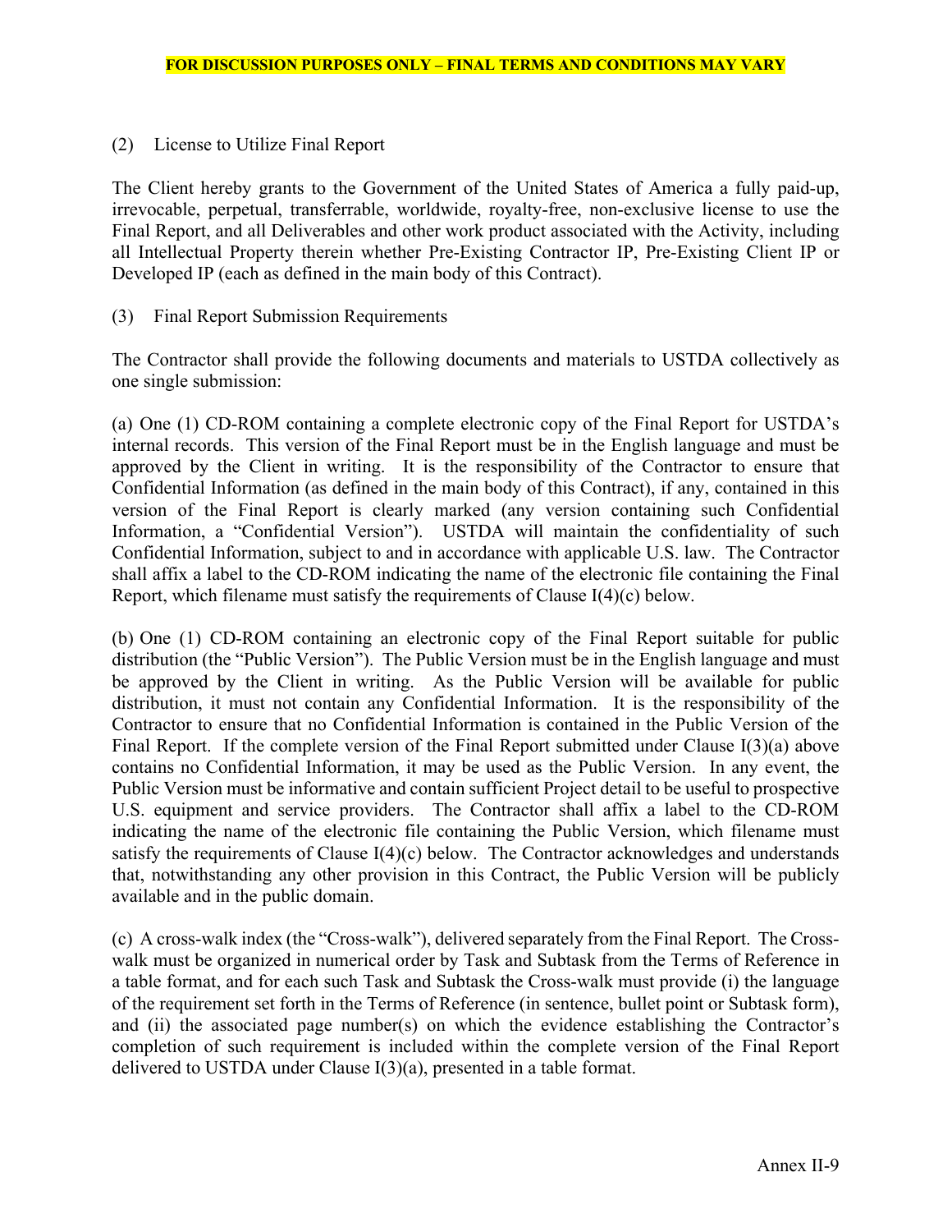**FOR DISCUSSION PURPOSES ONLY – FINAL TERMS AND CONDITIONS MAY VARY**

(2) License to Utilize Final Report

The Client hereby grants to the Government of the United States of America a fully paid-up, irrevocable, perpetual, transferrable, worldwide, royalty-free, non-exclusive license to use the Final Report, and all Deliverables and other work product associated with the Activity, including all Intellectual Property therein whether Pre-Existing Contractor IP, Pre-Existing Client IP or Developed IP (each as defined in the main body of this Contract).

(3) Final Report Submission Requirements

The Contractor shall provide the following documents and materials to USTDA collectively as one single submission:

(a) One (1) CD-ROM containing a complete electronic copy of the Final Report for USTDA's internal records. This version of the Final Report must be in the English language and must be approved by the Client in writing. It is the responsibility of the Contractor to ensure that Confidential Information (as defined in the main body of this Contract), if any, contained in this version of the Final Report is clearly marked (any version containing such Confidential Information, a "Confidential Version"). USTDA will maintain the confidentiality of such Confidential Information, subject to and in accordance with applicable U.S. law. The Contractor shall affix a label to the CD-ROM indicating the name of the electronic file containing the Final Report, which filename must satisfy the requirements of Clause I(4)(c) below.

(b) One (1) CD-ROM containing an electronic copy of the Final Report suitable for public distribution (the "Public Version"). The Public Version must be in the English language and must be approved by the Client in writing. As the Public Version will be available for public distribution, it must not contain any Confidential Information. It is the responsibility of the Contractor to ensure that no Confidential Information is contained in the Public Version of the Final Report. If the complete version of the Final Report submitted under Clause I(3)(a) above contains no Confidential Information, it may be used as the Public Version. In any event, the Public Version must be informative and contain sufficient Project detail to be useful to prospective U.S. equipment and service providers. The Contractor shall affix a label to the CD-ROM indicating the name of the electronic file containing the Public Version, which filename must satisfy the requirements of Clause I(4)(c) below. The Contractor acknowledges and understands that, notwithstanding any other provision in this Contract, the Public Version will be publicly available and in the public domain.

(c) A cross-walk index (the "Cross-walk"), delivered separately from the Final Report. The Cross-walk must be organized in numerical order by Task and Subtask from the Terms of Reference in a table format, and for each such Task and Subtask the Cross-walk must provide (i) the language of the requirement set forth in the Terms of Reference (in sentence, bullet point or Subtask form), and (ii) the associated page number(s) on which the evidence establishing the Contractor's completion of such requirement is included within the complete version of the Final Report delivered to USTDA under Clause I(3)(a), presented in a table format.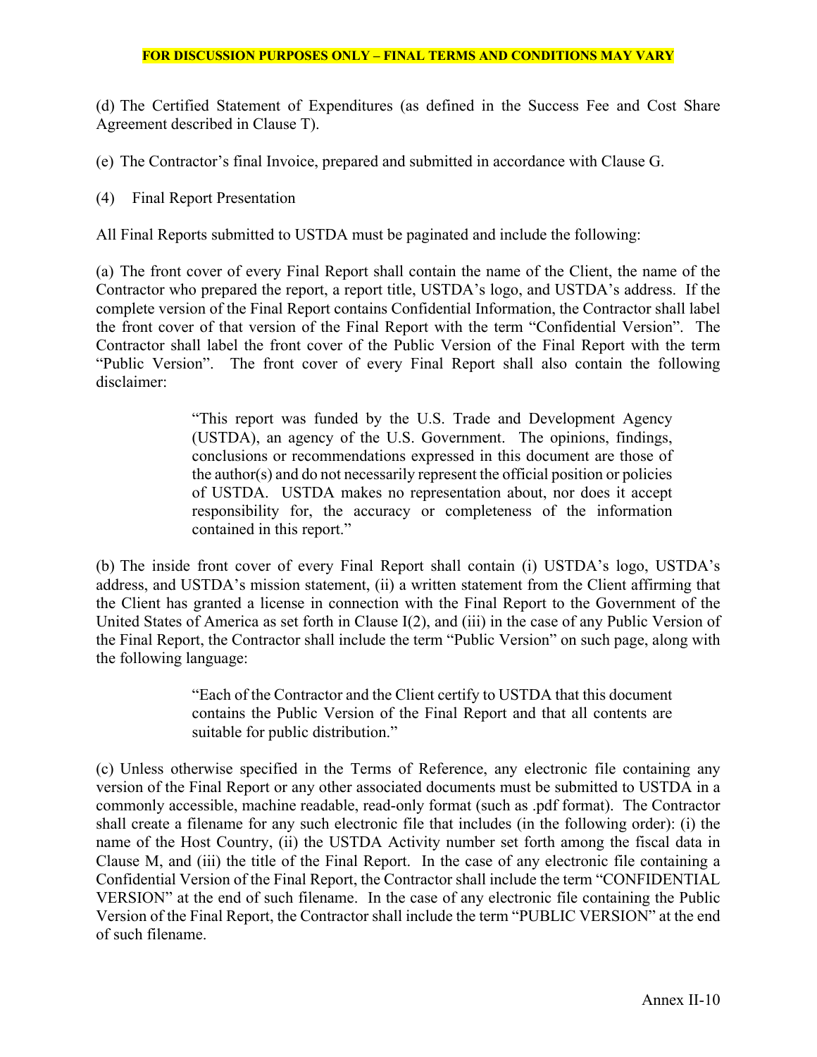**FOR DISCUSSION PURPOSES ONLY – FINAL TERMS AND CONDITIONS MAY VARY**

(d) The Certified Statement of Expenditures (as defined in the Success Fee and Cost Share Agreement described in Clause T).

(e) The Contractor's final Invoice, prepared and submitted in accordance with Clause G.

(4) Final Report Presentation

All Final Reports submitted to USTDA must be paginated and include the following:

(a) The front cover of every Final Report shall contain the name of the Client, the name of the Contractor who prepared the report, a report title, USTDA's logo, and USTDA's address. If the complete version of the Final Report contains Confidential Information, the Contractor shall label the front cover of that version of the Final Report with the term "Confidential Version". The Contractor shall label the front cover of the Public Version of the Final Report with the term "Public Version". The front cover of every Final Report shall also contain the following disclaimer:

> "This report was funded by the U.S. Trade and Development Agency (USTDA), an agency of the U.S. Government. The opinions, findings, conclusions or recommendations expressed in this document are those of the author(s) and do not necessarily represent the official position or policies of USTDA. USTDA makes no representation about, nor does it accept responsibility for, the accuracy or completeness of the information contained in this report."

(b) The inside front cover of every Final Report shall contain (i) USTDA's logo, USTDA's address, and USTDA's mission statement, (ii) a written statement from the Client affirming that the Client has granted a license in connection with the Final Report to the Government of the United States of America as set forth in Clause I(2), and (iii) in the case of any Public Version of the Final Report, the Contractor shall include the term "Public Version" on such page, along with the following language:

> "Each of the Contractor and the Client certify to USTDA that this document contains the Public Version of the Final Report and that all contents are suitable for public distribution."

(c) Unless otherwise specified in the Terms of Reference, any electronic file containing any version of the Final Report or any other associated documents must be submitted to USTDA in a commonly accessible, machine readable, read-only format (such as .pdf format). The Contractor shall create a filename for any such electronic file that includes (in the following order): (i) the name of the Host Country, (ii) the USTDA Activity number set forth among the fiscal data in Clause M, and (iii) the title of the Final Report. In the case of any electronic file containing a Confidential Version of the Final Report, the Contractor shall include the term "CONFIDENTIAL VERSION" at the end of such filename. In the case of any electronic file containing the Public Version of the Final Report, the Contractor shall include the term "PUBLIC VERSION" at the end of such filename.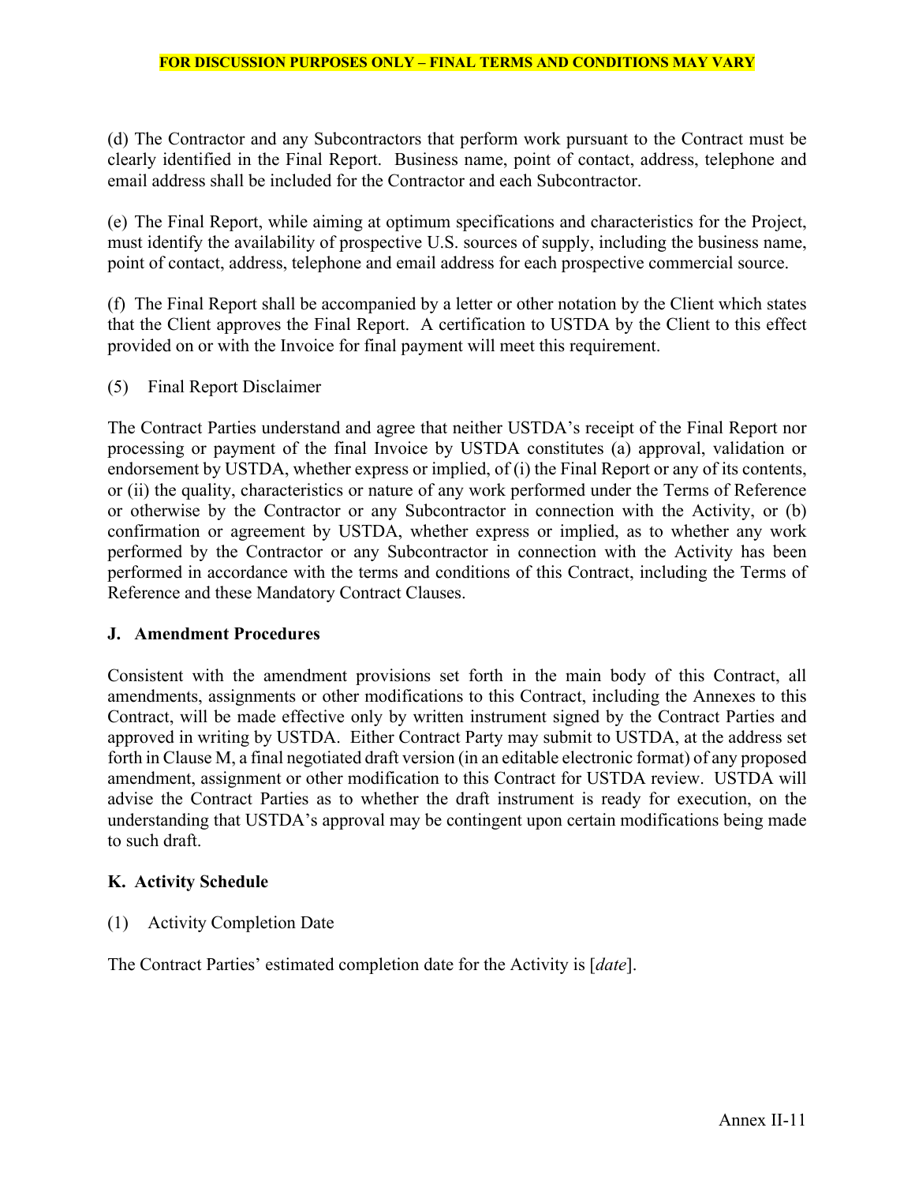**FOR DISCUSSION PURPOSES ONLY – FINAL TERMS AND CONDITIONS MAY VARY**

(d) The Contractor and any Subcontractors that perform work pursuant to the Contract must be clearly identified in the Final Report. Business name, point of contact, address, telephone and email address shall be included for the Contractor and each Subcontractor.

(e) The Final Report, while aiming at optimum specifications and characteristics for the Project, must identify the availability of prospective U.S. sources of supply, including the business name, point of contact, address, telephone and email address for each prospective commercial source.

(f) The Final Report shall be accompanied by a letter or other notation by the Client which states that the Client approves the Final Report. A certification to USTDA by the Client to this effect provided on or with the Invoice for final payment will meet this requirement.

(5) Final Report Disclaimer

The Contract Parties understand and agree that neither USTDA's receipt of the Final Report nor processing or payment of the final Invoice by USTDA constitutes (a) approval, validation or endorsement by USTDA, whether express or implied, of (i) the Final Report or any of its contents, or (ii) the quality, characteristics or nature of any work performed under the Terms of Reference or otherwise by the Contractor or any Subcontractor in connection with the Activity, or (b) confirmation or agreement by USTDA, whether express or implied, as to whether any work performed by the Contractor or any Subcontractor in connection with the Activity has been performed in accordance with the terms and conditions of this Contract, including the Terms of Reference and these Mandatory Contract Clauses.

**J. Amendment Procedures**

Consistent with the amendment provisions set forth in the main body of this Contract, all amendments, assignments or other modifications to this Contract, including the Annexes to this Contract, will be made effective only by written instrument signed by the Contract Parties and approved in writing by USTDA. Either Contract Party may submit to USTDA, at the address set forth in Clause M, a final negotiated draft version (in an editable electronic format) of any proposed amendment, assignment or other modification to this Contract for USTDA review. USTDA will advise the Contract Parties as to whether the draft instrument is ready for execution, on the understanding that USTDA's approval may be contingent upon certain modifications being made to such draft.

**K. Activity Schedule**

(1) Activity Completion Date

The Contract Parties' estimated completion date for the Activity is [*date*].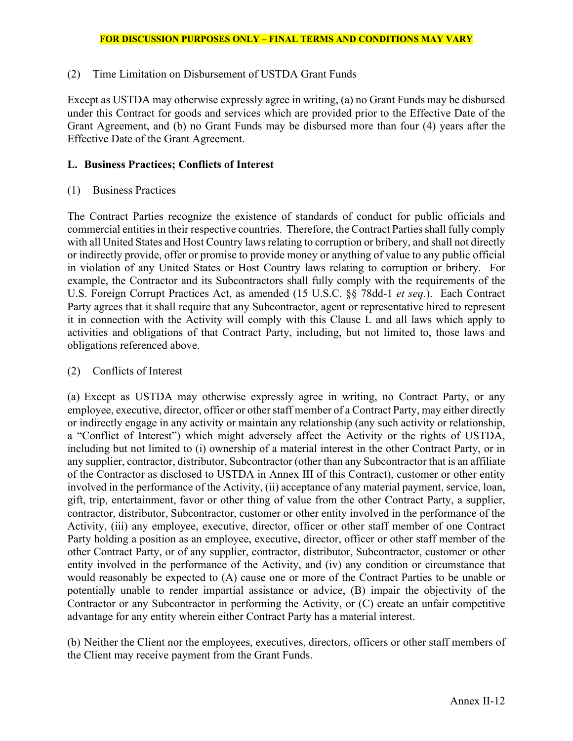**FOR DISCUSSION PURPOSES ONLY – FINAL TERMS AND CONDITIONS MAY VARY**

(2) Time Limitation on Disbursement of USTDA Grant Funds

Except as USTDA may otherwise expressly agree in writing, (a) no Grant Funds may be disbursed under this Contract for goods and services which are provided prior to the Effective Date of the Grant Agreement, and (b) no Grant Funds may be disbursed more than four (4) years after the Effective Date of the Grant Agreement.

## L. Business Practices; Conflicts of Interest

(1) Business Practices

The Contract Parties recognize the existence of standards of conduct for public officials and commercial entities in their respective countries. Therefore, the Contract Parties shall fully comply with all United States and Host Country laws relating to corruption or bribery, and shall not directly or indirectly provide, offer or promise to provide money or anything of value to any public official in violation of any United States or Host Country laws relating to corruption or bribery. For example, the Contractor and its Subcontractors shall fully comply with the requirements of the U.S. Foreign Corrupt Practices Act, as amended (15 U.S.C. §§ 78dd-1 *et seq.*). Each Contract Party agrees that it shall require that any Subcontractor, agent or representative hired to represent it in connection with the Activity will comply with this Clause L and all laws which apply to activities and obligations of that Contract Party, including, but not limited to, those laws and obligations referenced above.

(2) Conflicts of Interest

(a) Except as USTDA may otherwise expressly agree in writing, no Contract Party, or any employee, executive, director, officer or other staff member of a Contract Party, may either directly or indirectly engage in any activity or maintain any relationship (any such activity or relationship, a "Conflict of Interest") which might adversely affect the Activity or the rights of USTDA, including but not limited to (i) ownership of a material interest in the other Contract Party, or in any supplier, contractor, distributor, Subcontractor (other than any Subcontractor that is an affiliate of the Contractor as disclosed to USTDA in Annex III of this Contract), customer or other entity involved in the performance of the Activity, (ii) acceptance of any material payment, service, loan, gift, trip, entertainment, favor or other thing of value from the other Contract Party, a supplier, contractor, distributor, Subcontractor, customer or other entity involved in the performance of the Activity, (iii) any employee, executive, director, officer or other staff member of one Contract Party holding a position as an employee, executive, director, officer or other staff member of the other Contract Party, or of any supplier, contractor, distributor, Subcontractor, customer or other entity involved in the performance of the Activity, and (iv) any condition or circumstance that would reasonably be expected to (A) cause one or more of the Contract Parties to be unable or potentially unable to render impartial assistance or advice, (B) impair the objectivity of the Contractor or any Subcontractor in performing the Activity, or (C) create an unfair competitive advantage for any entity wherein either Contract Party has a material interest.

(b) Neither the Client nor the employees, executives, directors, officers or other staff members of the Client may receive payment from the Grant Funds.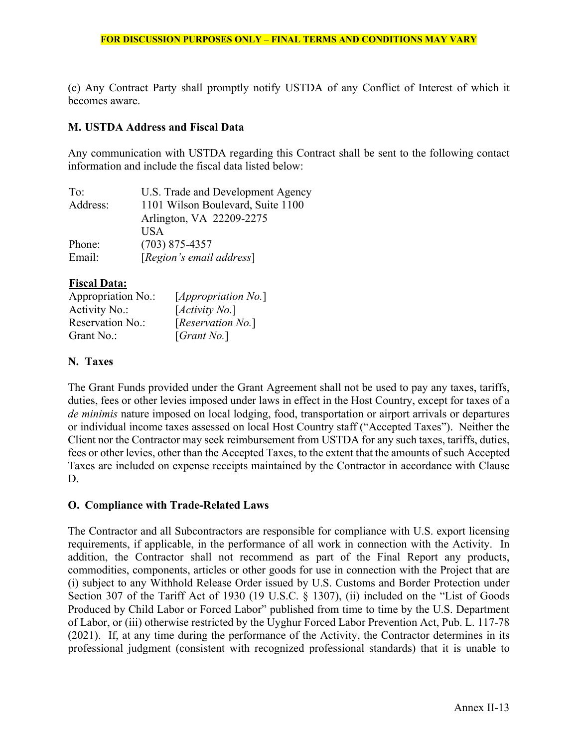FOR DISCUSSION PURPOSES ONLY – FINAL TERMS AND CONDITIONS MAY VARY

(c) Any Contract Party shall promptly notify USTDA of any Conflict of Interest of which it becomes aware.

**M. USTDA Address and Fiscal Data**

Any communication with USTDA regarding this Contract shall be sent to the following contact information and include the fiscal data listed below:

| | |
|---|---|
| To: | U.S. Trade and Development Agency |
| Address: | 1101 Wilson Boulevard, Suite 1100<br>Arlington, VA 22209-2275<br>USA |
| Phone: | (703) 875-4357 |
| Email: | [*Region's email address*] |

**Fiscal Data:**

| | |
|---|---|
| Appropriation No.: | [*Appropriation No.*] |
| Activity No.: | [*Activity No.*] |
| Reservation No.: | [*Reservation No.*] |
| Grant No.: | [*Grant No.*] |

**N. Taxes**

The Grant Funds provided under the Grant Agreement shall not be used to pay any taxes, tariffs, duties, fees or other levies imposed under laws in effect in the Host Country, except for taxes of a *de minimis* nature imposed on local lodging, food, transportation or airport arrivals or departures or individual income taxes assessed on local Host Country staff ("Accepted Taxes"). Neither the Client nor the Contractor may seek reimbursement from USTDA for any such taxes, tariffs, duties, fees or other levies, other than the Accepted Taxes, to the extent that the amounts of such Accepted Taxes are included on expense receipts maintained by the Contractor in accordance with Clause D.

**O. Compliance with Trade-Related Laws**

The Contractor and all Subcontractors are responsible for compliance with U.S. export licensing requirements, if applicable, in the performance of all work in connection with the Activity. In addition, the Contractor shall not recommend as part of the Final Report any products, commodities, components, articles or other goods for use in connection with the Project that are (i) subject to any Withhold Release Order issued by U.S. Customs and Border Protection under Section 307 of the Tariff Act of 1930 (19 U.S.C. § 1307), (ii) included on the "List of Goods Produced by Child Labor or Forced Labor" published from time to time by the U.S. Department of Labor, or (iii) otherwise restricted by the Uyghur Forced Labor Prevention Act, Pub. L. 117-78 (2021). If, at any time during the performance of the Activity, the Contractor determines in its professional judgment (consistent with recognized professional standards) that it is unable to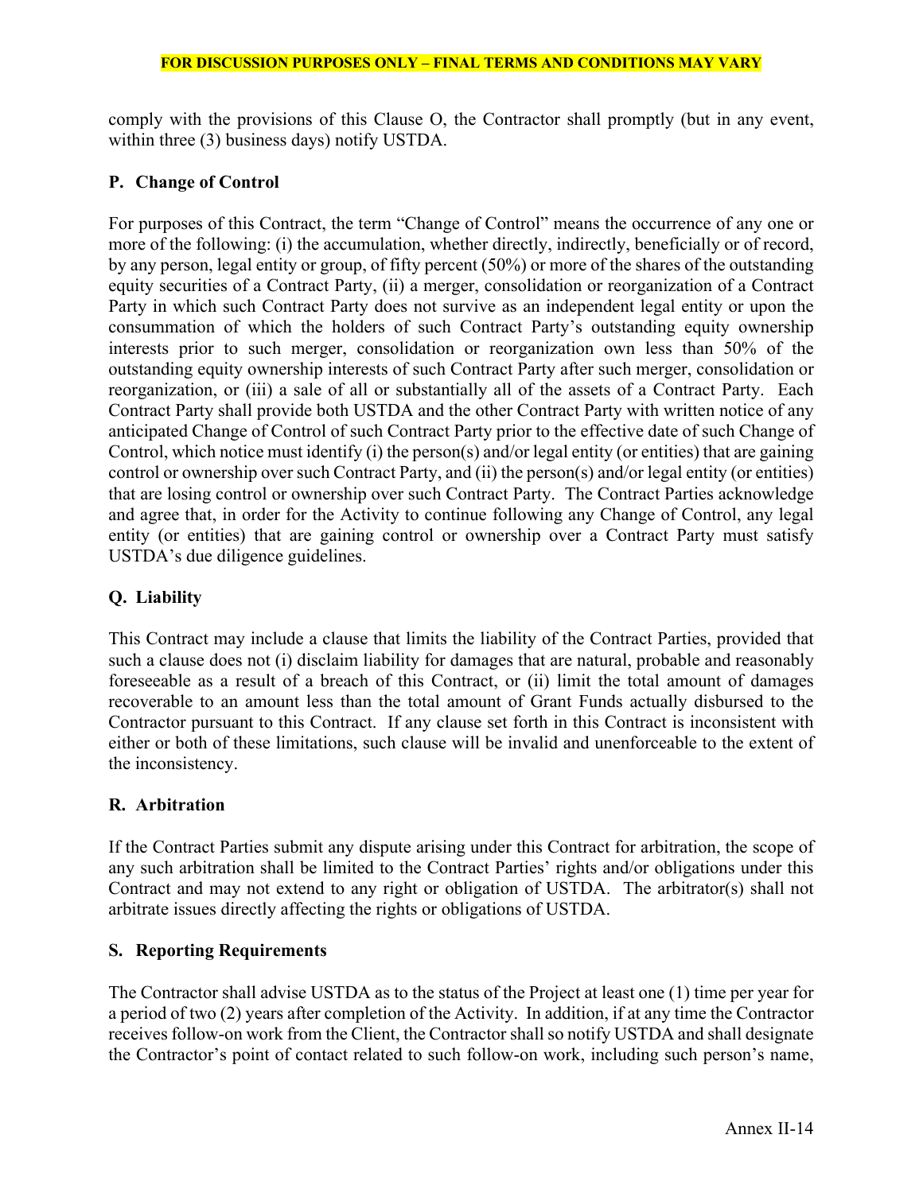comply with the provisions of this Clause O, the Contractor shall promptly (but in any event, within three (3) business days) notify USTDA.

### P. Change of Control

For purposes of this Contract, the term "Change of Control" means the occurrence of any one or more of the following: (i) the accumulation, whether directly, indirectly, beneficially or of record, by any person, legal entity or group, of fifty percent (50%) or more of the shares of the outstanding equity securities of a Contract Party, (ii) a merger, consolidation or reorganization of a Contract Party in which such Contract Party does not survive as an independent legal entity or upon the consummation of which the holders of such Contract Party's outstanding equity ownership interests prior to such merger, consolidation or reorganization own less than 50% of the outstanding equity ownership interests of such Contract Party after such merger, consolidation or reorganization, or (iii) a sale of all or substantially all of the assets of a Contract Party. Each Contract Party shall provide both USTDA and the other Contract Party with written notice of any anticipated Change of Control of such Contract Party prior to the effective date of such Change of Control, which notice must identify (i) the person(s) and/or legal entity (or entities) that are gaining control or ownership over such Contract Party, and (ii) the person(s) and/or legal entity (or entities) that are losing control or ownership over such Contract Party. The Contract Parties acknowledge and agree that, in order for the Activity to continue following any Change of Control, any legal entity (or entities) that are gaining control or ownership over a Contract Party must satisfy USTDA's due diligence guidelines.

### Q. Liability

This Contract may include a clause that limits the liability of the Contract Parties, provided that such a clause does not (i) disclaim liability for damages that are natural, probable and reasonably foreseeable as a result of a breach of this Contract, or (ii) limit the total amount of damages recoverable to an amount less than the total amount of Grant Funds actually disbursed to the Contractor pursuant to this Contract. If any clause set forth in this Contract is inconsistent with either or both of these limitations, such clause will be invalid and unenforceable to the extent of the inconsistency.

### R. Arbitration

If the Contract Parties submit any dispute arising under this Contract for arbitration, the scope of any such arbitration shall be limited to the Contract Parties' rights and/or obligations under this Contract and may not extend to any right or obligation of USTDA. The arbitrator(s) shall not arbitrate issues directly affecting the rights or obligations of USTDA.

### S. Reporting Requirements

The Contractor shall advise USTDA as to the status of the Project at least one (1) time per year for a period of two (2) years after completion of the Activity. In addition, if at any time the Contractor receives follow-on work from the Client, the Contractor shall so notify USTDA and shall designate the Contractor's point of contact related to such follow-on work, including such person's name,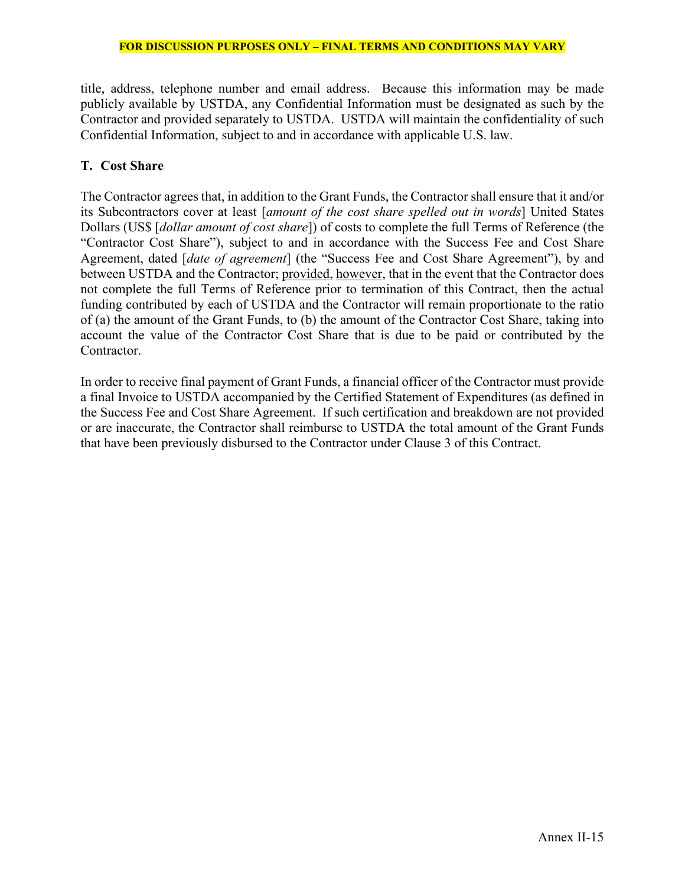title, address, telephone number and email address. Because this information may be made publicly available by USTDA, any Confidential Information must be designated as such by the Contractor and provided separately to USTDA. USTDA will maintain the confidentiality of such Confidential Information, subject to and in accordance with applicable U.S. law.

### T. Cost Share

The Contractor agrees that, in addition to the Grant Funds, the Contractor shall ensure that it and/or its Subcontractors cover at least [*amount of the cost share spelled out in words*] United States Dollars (US$ [*dollar amount of cost share*]) of costs to complete the full Terms of Reference (the "Contractor Cost Share"), subject to and in accordance with the Success Fee and Cost Share Agreement, dated [*date of agreement*] (the "Success Fee and Cost Share Agreement"), by and between USTDA and the Contractor; provided, however, that in the event that the Contractor does not complete the full Terms of Reference prior to termination of this Contract, then the actual funding contributed by each of USTDA and the Contractor will remain proportionate to the ratio of (a) the amount of the Grant Funds, to (b) the amount of the Contractor Cost Share, taking into account the value of the Contractor Cost Share that is due to be paid or contributed by the Contractor.

In order to receive final payment of Grant Funds, a financial officer of the Contractor must provide a final Invoice to USTDA accompanied by the Certified Statement of Expenditures (as defined in the Success Fee and Cost Share Agreement. If such certification and breakdown are not provided or are inaccurate, the Contractor shall reimburse to USTDA the total amount of the Grant Funds that have been previously disbursed to the Contractor under Clause 3 of this Contract.